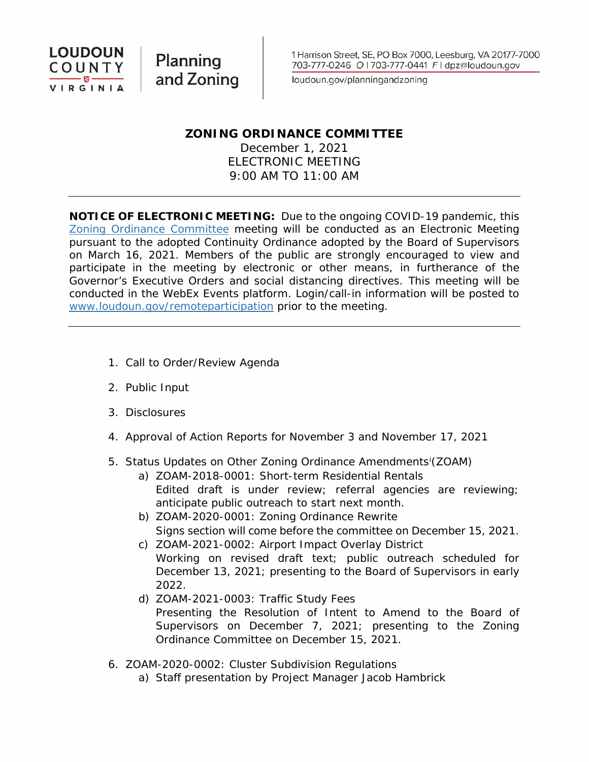LOUDOUN COUNTY VIRGINIA

Planning and Zoning

1 Harrison Street, SE, PO Box 7000, Leesburg, VA 20177-7000
703-777-0246 O | 703-777-0441 F | dpz@loudoun.gov
loudoun.gov/planningandzoning

# ZONING ORDINANCE COMMITTEE

December 1, 2021
ELECTRONIC MEETING
9:00 AM TO 11:00 AM

---

**NOTICE OF ELECTRONIC MEETING:** Due to the ongoing COVID-19 pandemic, this Zoning Ordinance Committee meeting will be conducted as an Electronic Meeting pursuant to the adopted Continuity Ordinance adopted by the Board of Supervisors on March 16, 2021. Members of the public are strongly encouraged to view and participate in the meeting by electronic or other means, in furtherance of the Governor's Executive Orders and social distancing directives. This meeting will be conducted in the WebEx Events platform. Login/call-in information will be posted to www.loudoun.gov/remoteparticipation prior to the meeting.

---

1. Call to Order/Review Agenda
2. Public Input
3. Disclosures
4. Approval of Action Reports for November 3 and November 17, 2021
5. Status Updates on Other Zoning Ordinance Amendments[i] (ZOAM)
   a) ZOAM-2018-0001: Short-term Residential Rentals
      Edited draft is under review; referral agencies are reviewing; anticipate public outreach to start next month.
   b) ZOAM-2020-0001: Zoning Ordinance Rewrite
      Signs section will come before the committee on December 15, 2021.
   c) ZOAM-2021-0002: Airport Impact Overlay District
      Working on revised draft text; public outreach scheduled for December 13, 2021; presenting to the Board of Supervisors in early 2022.
   d) ZOAM-2021-0003: Traffic Study Fees
      Presenting the Resolution of Intent to Amend to the Board of Supervisors on December 7, 2021; presenting to the Zoning Ordinance Committee on December 15, 2021.
6. ZOAM-2020-0002: Cluster Subdivision Regulations
   a) Staff presentation by Project Manager Jacob Hambrick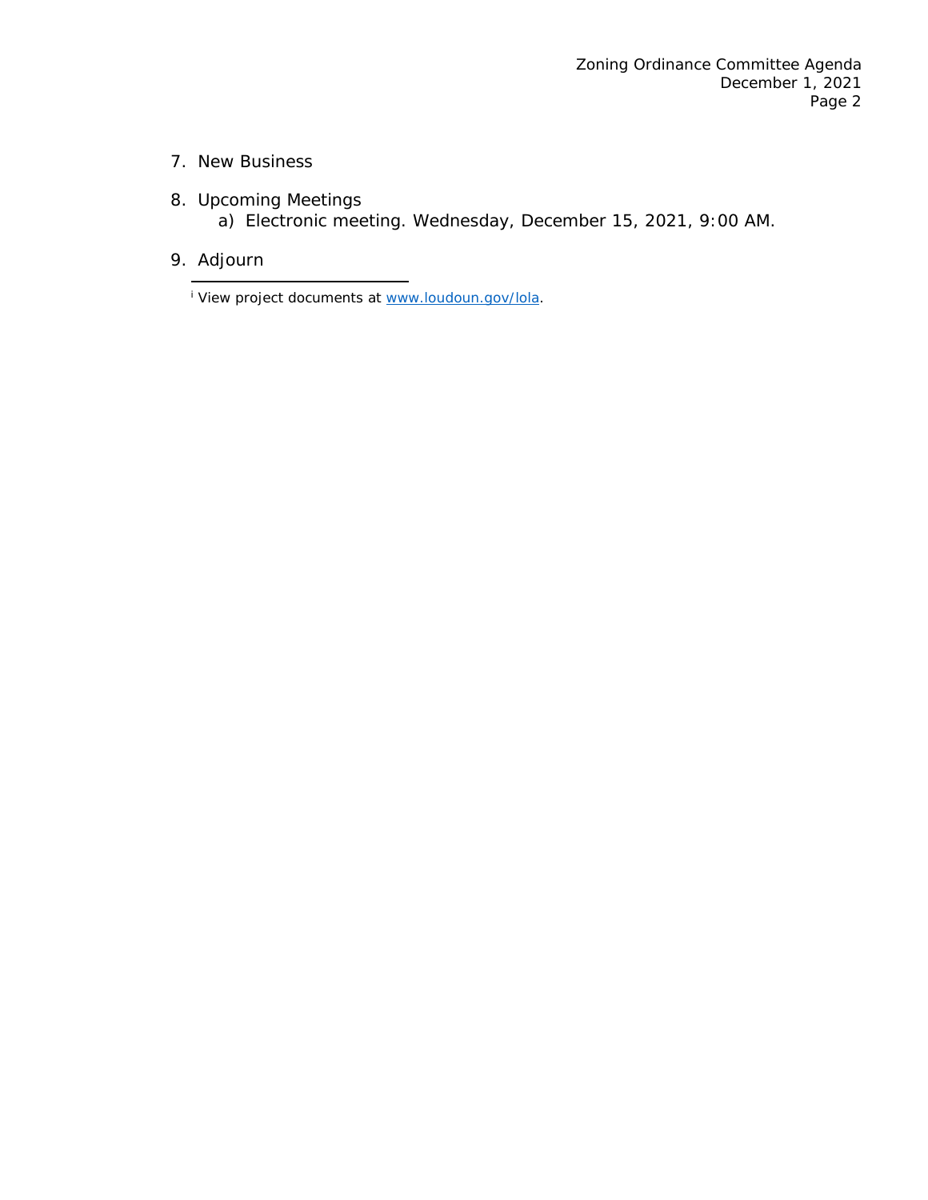7. New Business

8. Upcoming Meetings
   a) Electronic meeting. Wednesday, December 15, 2021, 9:00 AM.

9. Adjourn

---

[i] View project documents at www.loudoun.gov/lola.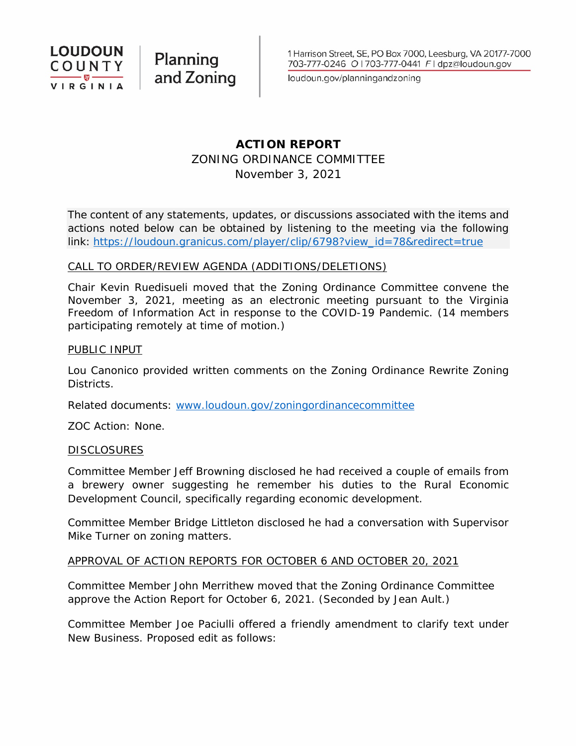# ACTION REPORT

## ZONING ORDINANCE COMMITTEE

### November 3, 2021

The content of any statements, updates, or discussions associated with the items and actions noted below can be obtained by listening to the meeting via the following link: https://loudoun.granicus.com/player/clip/6798?view_id=78&redirect=true

CALL TO ORDER/REVIEW AGENDA (ADDITIONS/DELETIONS)

Chair Kevin Ruedisueli moved that the Zoning Ordinance Committee convene the November 3, 2021, meeting as an electronic meeting pursuant to the Virginia Freedom of Information Act in response to the COVID-19 Pandemic. (14 members participating remotely at time of motion.)

PUBLIC INPUT

Lou Canonico provided written comments on the Zoning Ordinance Rewrite Zoning Districts.

Related documents: www.loudoun.gov/zoningordinancecommittee

ZOC Action: None.

DISCLOSURES

Committee Member Jeff Browning disclosed he had received a couple of emails from a brewery owner suggesting he remember his duties to the Rural Economic Development Council, specifically regarding economic development.

Committee Member Bridge Littleton disclosed he had a conversation with Supervisor Mike Turner on zoning matters.

APPROVAL OF ACTION REPORTS FOR OCTOBER 6 AND OCTOBER 20, 2021

Committee Member John Merrithew moved that the Zoning Ordinance Committee approve the Action Report for October 6, 2021. (Seconded by Jean Ault.)

Committee Member Joe Paciulli offered a friendly amendment to clarify text under New Business. Proposed edit as follows: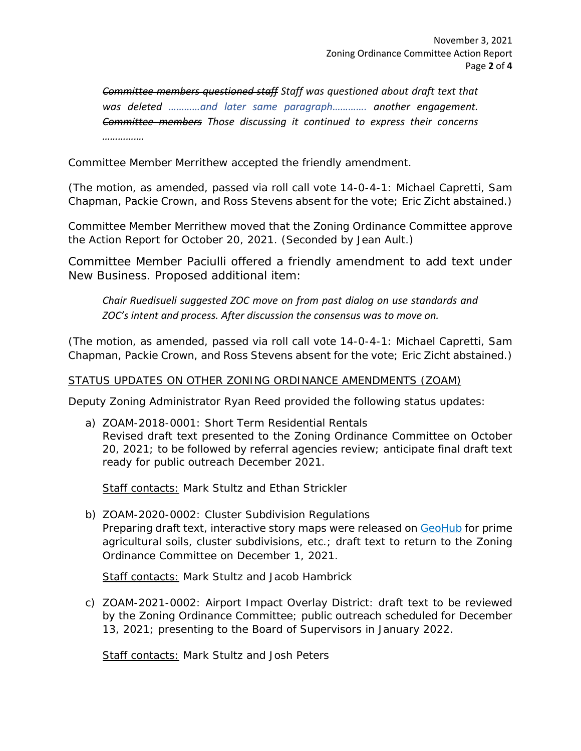*~~Committee members questioned staff~~ Staff was questioned about draft text that was deleted …………and later same paragraph…………. another engagement. ~~Committee members~~ Those discussing it continued to express their concerns …………….*

Committee Member Merrithew accepted the friendly amendment.

(The motion, as amended, passed via roll call vote 14-0-4-1: Michael Capretti, Sam Chapman, Packie Crown, and Ross Stevens absent for the vote; Eric Zicht abstained.)

Committee Member Merrithew moved that the Zoning Ordinance Committee approve the Action Report for October 20, 2021. (Seconded by Jean Ault.)

Committee Member Paciulli offered a friendly amendment to add text under New Business. Proposed additional item:

> *Chair Ruedisueli suggested ZOC move on from past dialog on use standards and ZOC's intent and process. After discussion the consensus was to move on.*

(The motion, as amended, passed via roll call vote 14-0-4-1: Michael Capretti, Sam Chapman, Packie Crown, and Ross Stevens absent for the vote; Eric Zicht abstained.)

## STATUS UPDATES ON OTHER ZONING ORDINANCE AMENDMENTS (ZOAM)

Deputy Zoning Administrator Ryan Reed provided the following status updates:

a) ZOAM-2018-0001: Short Term Residential Rentals
Revised draft text presented to the Zoning Ordinance Committee on October 20, 2021; to be followed by referral agencies review; anticipate final draft text ready for public outreach December 2021.

   Staff contacts: Mark Stultz and Ethan Strickler

b) ZOAM-2020-0002: Cluster Subdivision Regulations
Preparing draft text, interactive story maps were released on GeoHub for prime agricultural soils, cluster subdivisions, etc.; draft text to return to the Zoning Ordinance Committee on December 1, 2021.

   Staff contacts: Mark Stultz and Jacob Hambrick

c) ZOAM-2021-0002: Airport Impact Overlay District: draft text to be reviewed by the Zoning Ordinance Committee; public outreach scheduled for December 13, 2021; presenting to the Board of Supervisors in January 2022.

   Staff contacts: Mark Stultz and Josh Peters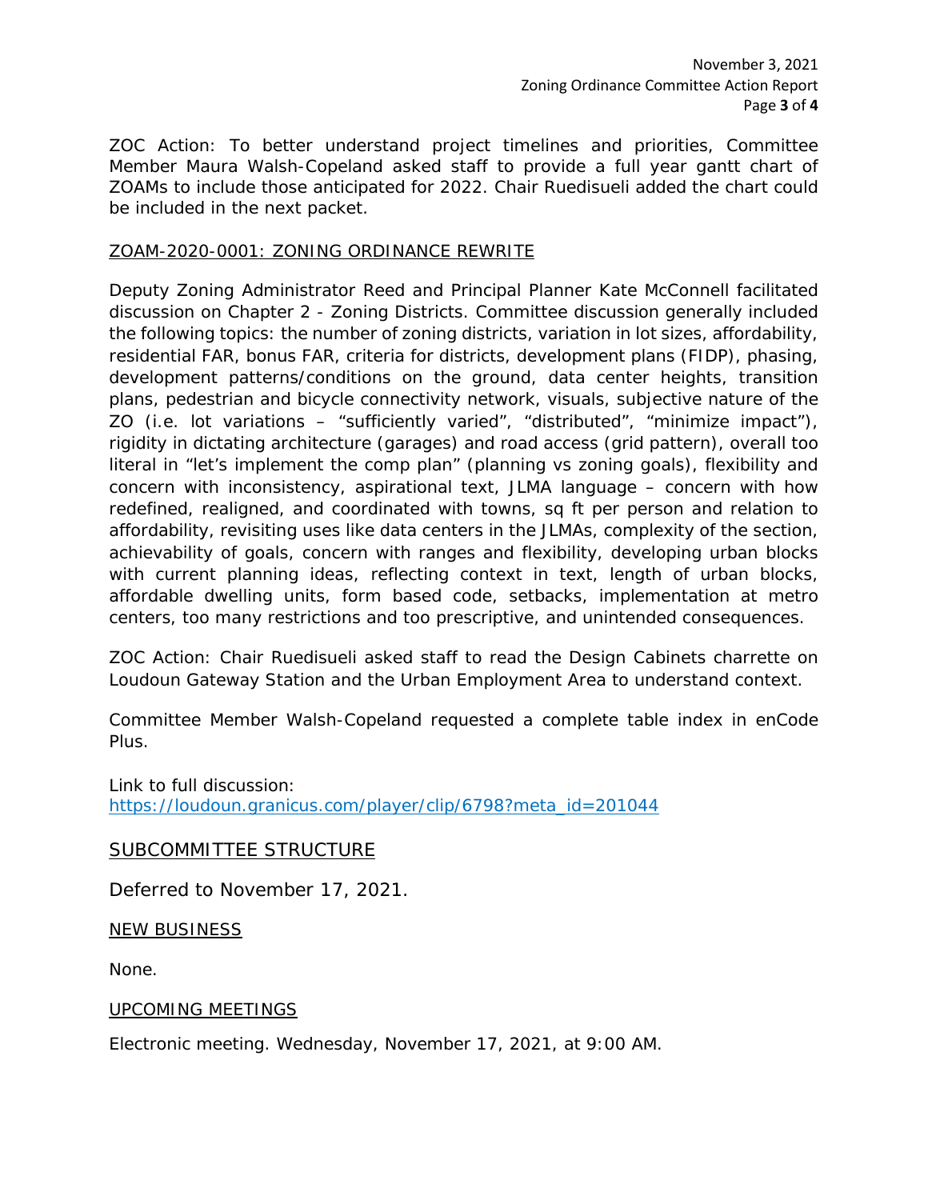ZOC Action: To better understand project timelines and priorities, Committee Member Maura Walsh-Copeland asked staff to provide a full year gantt chart of ZOAMs to include those anticipated for 2022. Chair Ruedisueli added the chart could be included in the next packet.

ZOAM-2020-0001: ZONING ORDINANCE REWRITE

Deputy Zoning Administrator Reed and Principal Planner Kate McConnell facilitated discussion on Chapter 2 - Zoning Districts. Committee discussion generally included the following topics: the number of zoning districts, variation in lot sizes, affordability, residential FAR, bonus FAR, criteria for districts, development plans (FIDP), phasing, development patterns/conditions on the ground, data center heights, transition plans, pedestrian and bicycle connectivity network, visuals, subjective nature of the ZO (i.e. lot variations – "sufficiently varied", "distributed", "minimize impact"), rigidity in dictating architecture (garages) and road access (grid pattern), overall too literal in "let's implement the comp plan" (planning vs zoning goals), flexibility and concern with inconsistency, aspirational text, JLMA language – concern with how redefined, realigned, and coordinated with towns, sq ft per person and relation to affordability, revisiting uses like data centers in the JLMAs, complexity of the section, achievability of goals, concern with ranges and flexibility, developing urban blocks with current planning ideas, reflecting context in text, length of urban blocks, affordable dwelling units, form based code, setbacks, implementation at metro centers, too many restrictions and too prescriptive, and unintended consequences.

ZOC Action: Chair Ruedisueli asked staff to read the Design Cabinets charrette on Loudoun Gateway Station and the Urban Employment Area to understand context.

Committee Member Walsh-Copeland requested a complete table index in enCode Plus.

Link to full discussion:
https://loudoun.granicus.com/player/clip/6798?meta_id=201044

## SUBCOMMITTEE STRUCTURE

Deferred to November 17, 2021.

NEW BUSINESS

None.

UPCOMING MEETINGS

Electronic meeting. Wednesday, November 17, 2021, at 9:00 AM.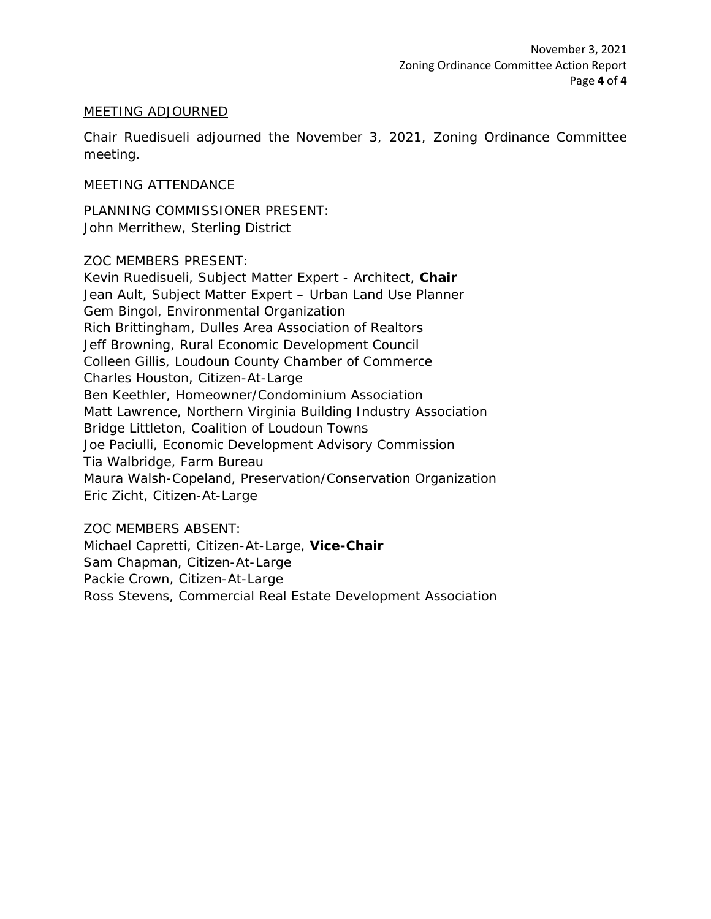MEETING ADJOURNED

Chair Ruedisueli adjourned the November 3, 2021, Zoning Ordinance Committee meeting.

MEETING ATTENDANCE

PLANNING COMMISSIONER PRESENT:
John Merrithew, Sterling District

ZOC MEMBERS PRESENT:
Kevin Ruedisueli, Subject Matter Expert - Architect, **Chair**
Jean Ault, Subject Matter Expert – Urban Land Use Planner
Gem Bingol, Environmental Organization
Rich Brittingham, Dulles Area Association of Realtors
Jeff Browning, Rural Economic Development Council
Colleen Gillis, Loudoun County Chamber of Commerce
Charles Houston, Citizen-At-Large
Ben Keethler, Homeowner/Condominium Association
Matt Lawrence, Northern Virginia Building Industry Association
Bridge Littleton, Coalition of Loudoun Towns
Joe Paciulli, Economic Development Advisory Commission
Tia Walbridge, Farm Bureau
Maura Walsh-Copeland, Preservation/Conservation Organization
Eric Zicht, Citizen-At-Large

ZOC MEMBERS ABSENT:
Michael Capretti, Citizen-At-Large, **Vice-Chair**
Sam Chapman, Citizen-At-Large
Packie Crown, Citizen-At-Large
Ross Stevens, Commercial Real Estate Development Association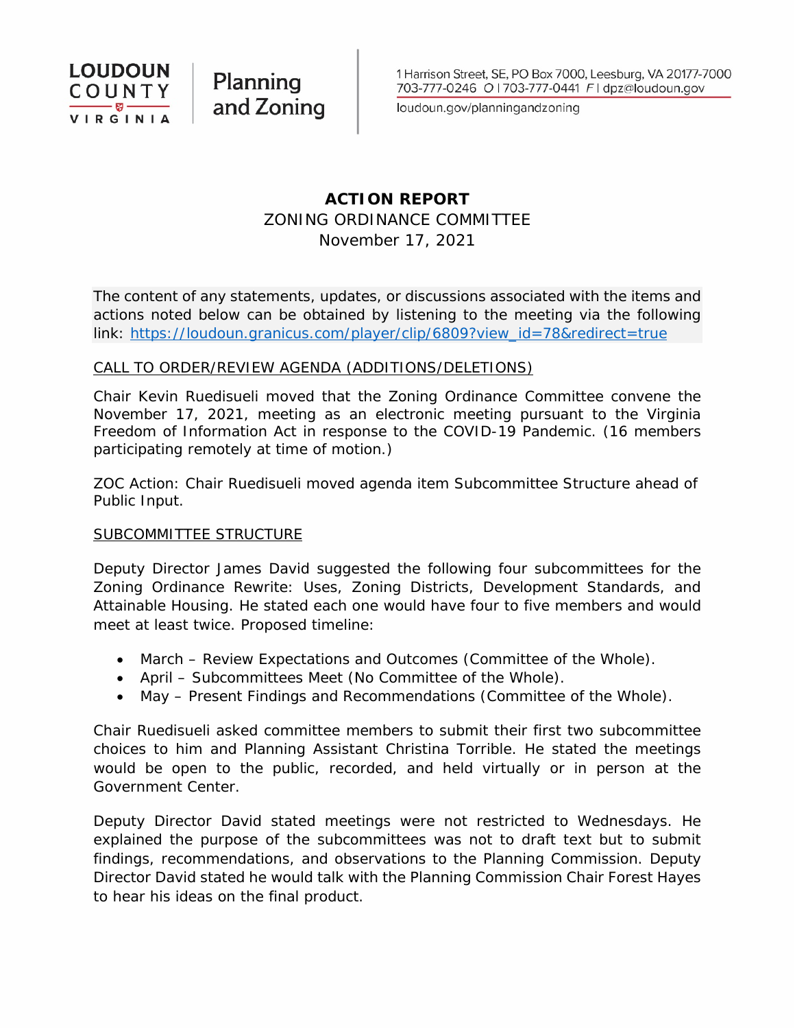LOUDOUN COUNTY VIRGINIA | Planning and Zoning

1 Harrison Street, SE, PO Box 7000, Leesburg, VA 20177-7000
703-777-0246 O | 703-777-0441 F | dpz@loudoun.gov
loudoun.gov/planningandzoning

# ACTION REPORT

ZONING ORDINANCE COMMITTEE
November 17, 2021

The content of any statements, updates, or discussions associated with the items and actions noted below can be obtained by listening to the meeting via the following link: https://loudoun.granicus.com/player/clip/6809?view_id=78&redirect=true

## CALL TO ORDER/REVIEW AGENDA (ADDITIONS/DELETIONS)

Chair Kevin Ruedisueli moved that the Zoning Ordinance Committee convene the November 17, 2021, meeting as an electronic meeting pursuant to the Virginia Freedom of Information Act in response to the COVID-19 Pandemic. (16 members participating remotely at time of motion.)

ZOC Action: Chair Ruedisueli moved agenda item Subcommittee Structure ahead of Public Input.

## SUBCOMMITTEE STRUCTURE

Deputy Director James David suggested the following four subcommittees for the Zoning Ordinance Rewrite: Uses, Zoning Districts, Development Standards, and Attainable Housing. He stated each one would have four to five members and would meet at least twice. Proposed timeline:

- March – Review Expectations and Outcomes (Committee of the Whole).
- April – Subcommittees Meet (No Committee of the Whole).
- May – Present Findings and Recommendations (Committee of the Whole).

Chair Ruedisueli asked committee members to submit their first two subcommittee choices to him and Planning Assistant Christina Torrible. He stated the meetings would be open to the public, recorded, and held virtually or in person at the Government Center.

Deputy Director David stated meetings were not restricted to Wednesdays. He explained the purpose of the subcommittees was not to draft text but to submit findings, recommendations, and observations to the Planning Commission. Deputy Director David stated he would talk with the Planning Commission Chair Forest Hayes to hear his ideas on the final product.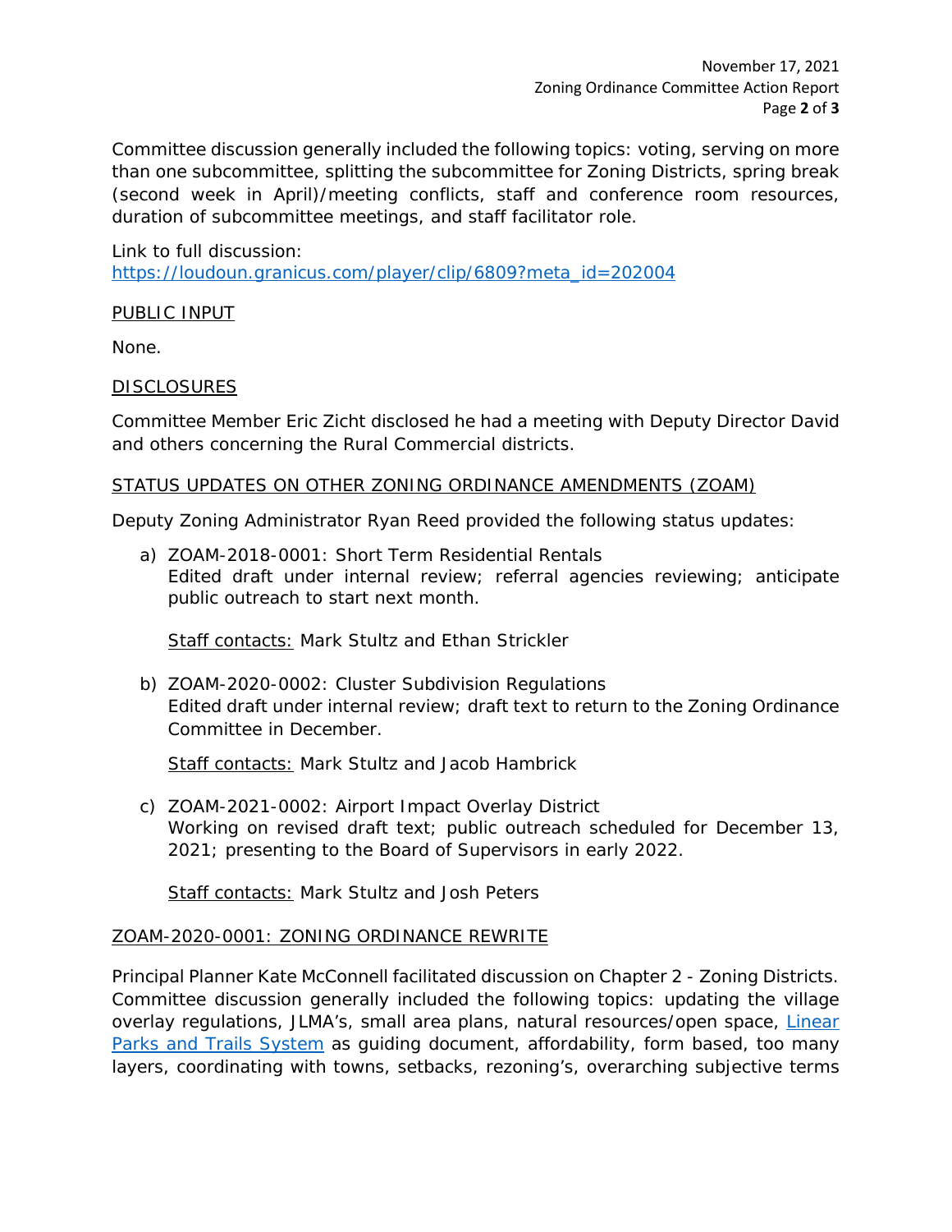Committee discussion generally included the following topics: voting, serving on more than one subcommittee, splitting the subcommittee for Zoning Districts, spring break (second week in April)/meeting conflicts, staff and conference room resources, duration of subcommittee meetings, and staff facilitator role.

Link to full discussion:
[https://loudoun.granicus.com/player/clip/6809?meta_id=202004](https://loudoun.granicus.com/player/clip/6809?meta_id=202004)

PUBLIC INPUT

None.

DISCLOSURES

Committee Member Eric Zicht disclosed he had a meeting with Deputy Director David and others concerning the Rural Commercial districts.

STATUS UPDATES ON OTHER ZONING ORDINANCE AMENDMENTS (ZOAM)

Deputy Zoning Administrator Ryan Reed provided the following status updates:

a) ZOAM-2018-0001: Short Term Residential Rentals
Edited draft under internal review; referral agencies reviewing; anticipate public outreach to start next month.

Staff contacts: Mark Stultz and Ethan Strickler

b) ZOAM-2020-0002: Cluster Subdivision Regulations
Edited draft under internal review; draft text to return to the Zoning Ordinance Committee in December.

Staff contacts: Mark Stultz and Jacob Hambrick

c) ZOAM-2021-0002: Airport Impact Overlay District
Working on revised draft text; public outreach scheduled for December 13, 2021; presenting to the Board of Supervisors in early 2022.

Staff contacts: Mark Stultz and Josh Peters

ZOAM-2020-0001: ZONING ORDINANCE REWRITE

Principal Planner Kate McConnell facilitated discussion on Chapter 2 - Zoning Districts. Committee discussion generally included the following topics: updating the village overlay regulations, JLMA's, small area plans, natural resources/open space, [Linear Parks and Trails System]() as guiding document, affordability, form based, too many layers, coordinating with towns, setbacks, rezoning's, overarching subjective terms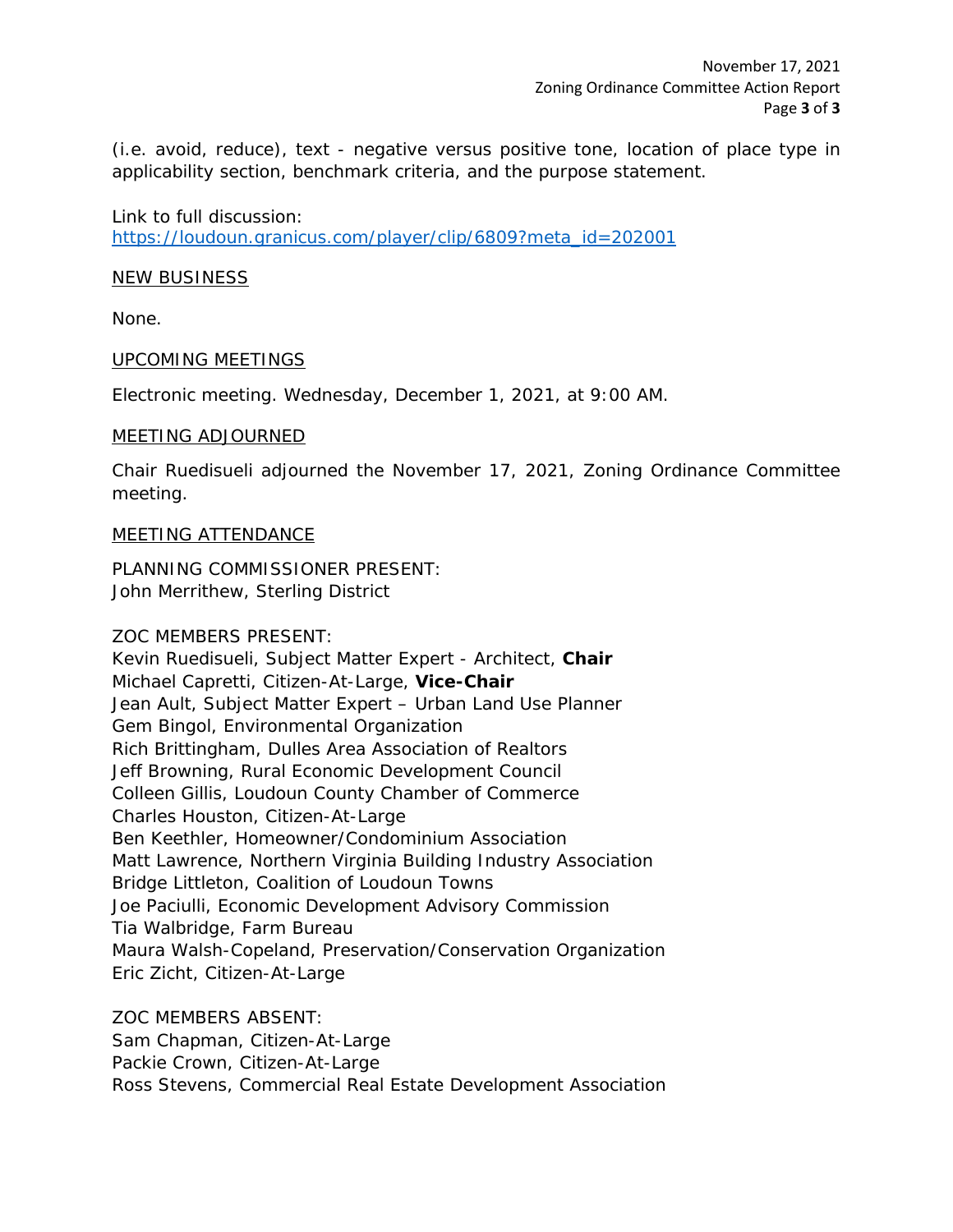(i.e. avoid, reduce), text - negative versus positive tone, location of place type in applicability section, benchmark criteria, and the purpose statement.

Link to full discussion:
https://loudoun.granicus.com/player/clip/6809?meta_id=202001

## NEW BUSINESS

None.

## UPCOMING MEETINGS

Electronic meeting. Wednesday, December 1, 2021, at 9:00 AM.

## MEETING ADJOURNED

Chair Ruedisueli adjourned the November 17, 2021, Zoning Ordinance Committee meeting.

## MEETING ATTENDANCE

PLANNING COMMISSIONER PRESENT:
John Merrithew, Sterling District

ZOC MEMBERS PRESENT:
Kevin Ruedisueli, Subject Matter Expert - Architect, **Chair**
Michael Capretti, Citizen-At-Large, **Vice-Chair**
Jean Ault, Subject Matter Expert – Urban Land Use Planner
Gem Bingol, Environmental Organization
Rich Brittingham, Dulles Area Association of Realtors
Jeff Browning, Rural Economic Development Council
Colleen Gillis, Loudoun County Chamber of Commerce
Charles Houston, Citizen-At-Large
Ben Keethler, Homeowner/Condominium Association
Matt Lawrence, Northern Virginia Building Industry Association
Bridge Littleton, Coalition of Loudoun Towns
Joe Paciulli, Economic Development Advisory Commission
Tia Walbridge, Farm Bureau
Maura Walsh-Copeland, Preservation/Conservation Organization
Eric Zicht, Citizen-At-Large

ZOC MEMBERS ABSENT:
Sam Chapman, Citizen-At-Large
Packie Crown, Citizen-At-Large
Ross Stevens, Commercial Real Estate Development Association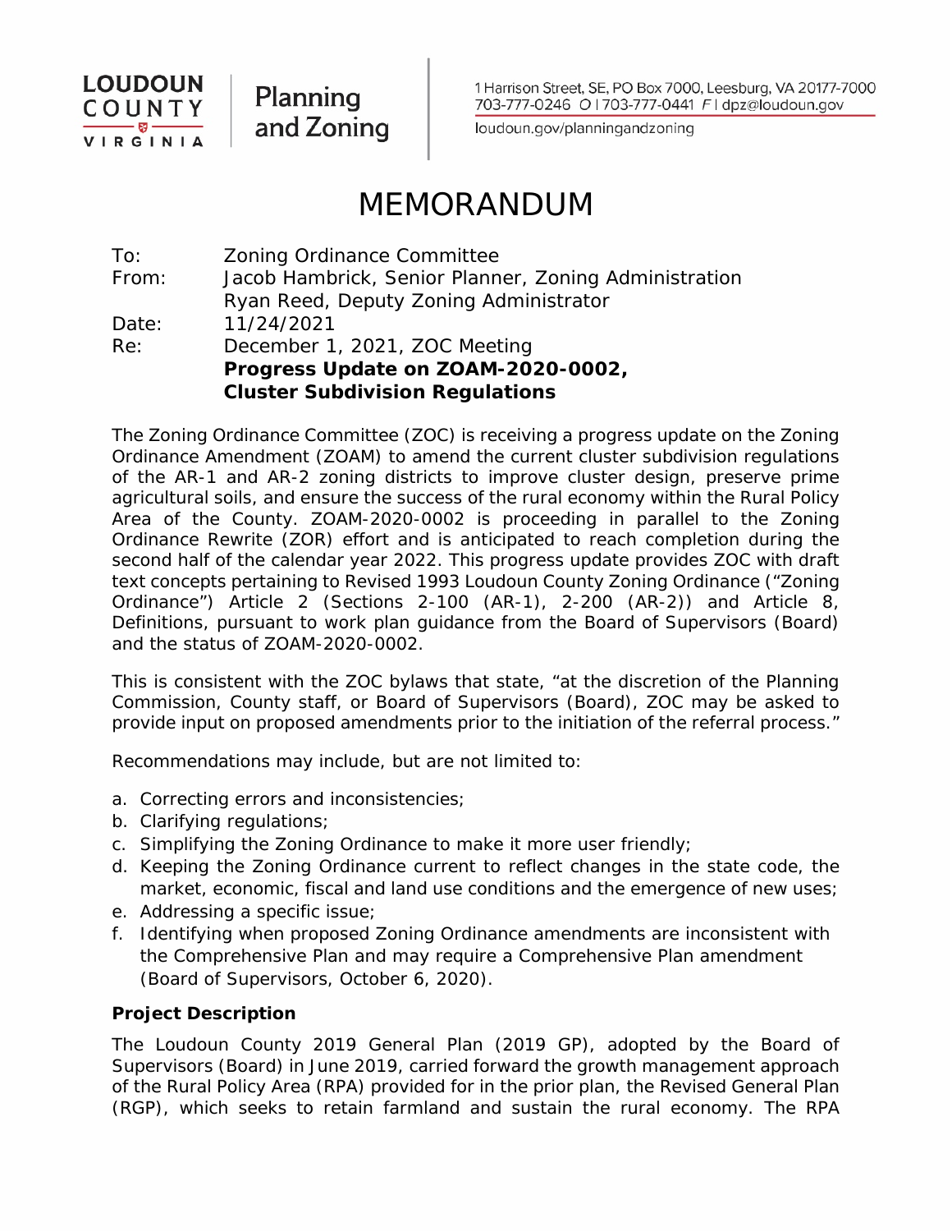LOUDOUN COUNTY VIRGINIA

Planning and Zoning

1 Harrison Street, SE, PO Box 7000, Leesburg, VA 20177-7000
703-777-0246 O | 703-777-0441 F | dpz@loudoun.gov
loudoun.gov/planningandzoning

# MEMORANDUM

To: Zoning Ordinance Committee

From: Jacob Hambrick, Senior Planner, Zoning Administration
Ryan Reed, Deputy Zoning Administrator

Date: 11/24/2021

Re: December 1, 2021, ZOC Meeting
**Progress Update on ZOAM-2020-0002, Cluster Subdivision Regulations**

The Zoning Ordinance Committee (ZOC) is receiving a progress update on the Zoning Ordinance Amendment (ZOAM) to amend the current cluster subdivision regulations of the AR-1 and AR-2 zoning districts to improve cluster design, preserve prime agricultural soils, and ensure the success of the rural economy within the Rural Policy Area of the County. ZOAM-2020-0002 is proceeding in parallel to the Zoning Ordinance Rewrite (ZOR) effort and is anticipated to reach completion during the second half of the calendar year 2022. This progress update provides ZOC with draft text concepts pertaining to Revised 1993 Loudoun County Zoning Ordinance ("Zoning Ordinance") Article 2 (Sections 2-100 (AR-1), 2-200 (AR-2)) and Article 8, Definitions, pursuant to work plan guidance from the Board of Supervisors (Board) and the status of ZOAM-2020-0002.

This is consistent with the ZOC bylaws that state, "at the discretion of the Planning Commission, County staff, or Board of Supervisors (Board), ZOC may be asked to provide input on proposed amendments prior to the initiation of the referral process."

Recommendations may include, but are not limited to:

a. Correcting errors and inconsistencies;
b. Clarifying regulations;
c. Simplifying the Zoning Ordinance to make it more user friendly;
d. Keeping the Zoning Ordinance current to reflect changes in the state code, the market, economic, fiscal and land use conditions and the emergence of new uses;
e. Addressing a specific issue;
f. Identifying when proposed Zoning Ordinance amendments are inconsistent with the Comprehensive Plan and may require a Comprehensive Plan amendment (Board of Supervisors, October 6, 2020).

**Project Description**

The Loudoun County 2019 General Plan (2019 GP), adopted by the Board of Supervisors (Board) in June 2019, carried forward the growth management approach of the Rural Policy Area (RPA) provided for in the prior plan, the Revised General Plan (RGP), which seeks to retain farmland and sustain the rural economy. The RPA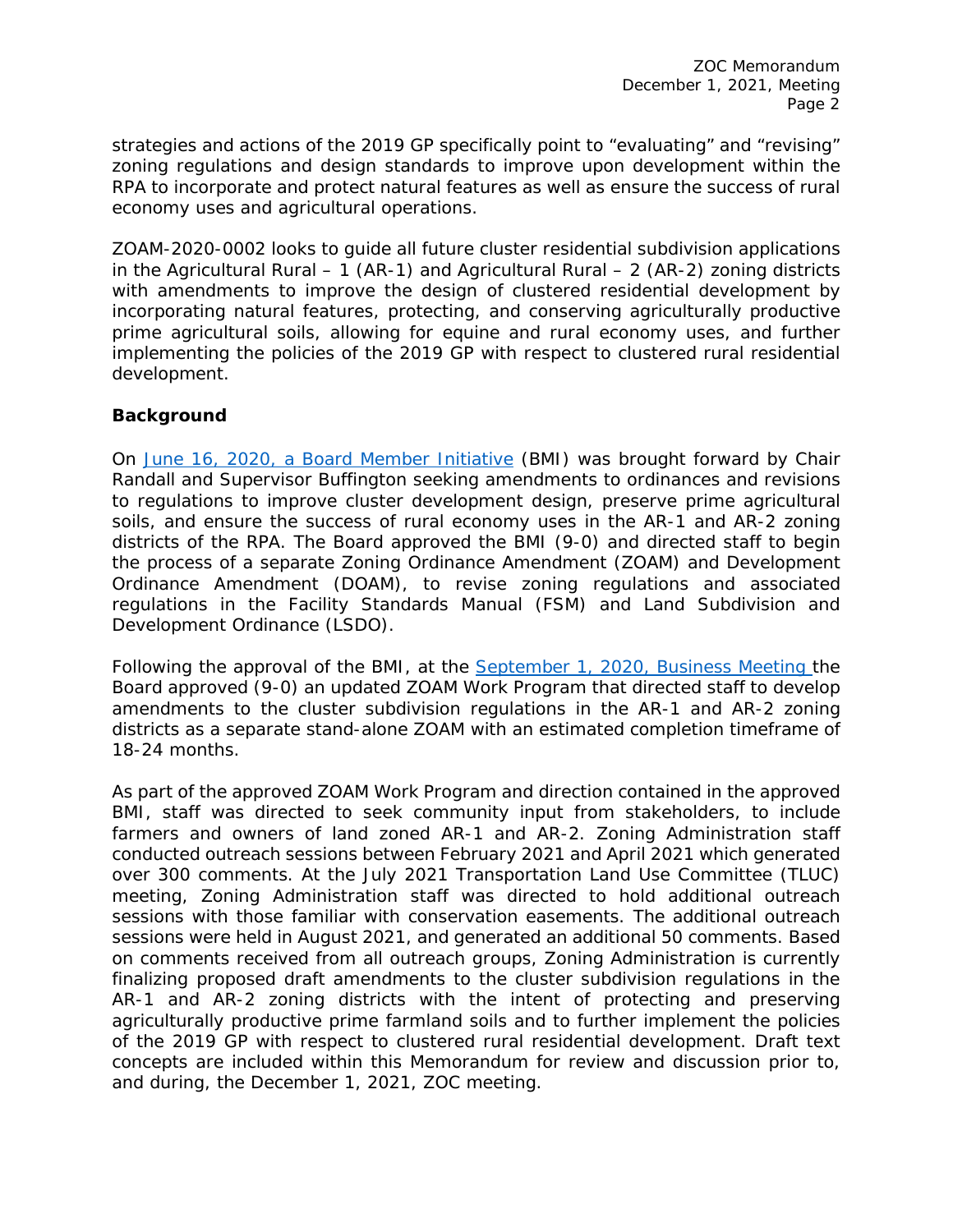strategies and actions of the 2019 GP specifically point to “evaluating” and “revising” zoning regulations and design standards to improve upon development within the RPA to incorporate and protect natural features as well as ensure the success of rural economy uses and agricultural operations.

ZOAM-2020-0002 looks to guide all future cluster residential subdivision applications in the Agricultural Rural – 1 (AR-1) and Agricultural Rural – 2 (AR-2) zoning districts with amendments to improve the design of clustered residential development by incorporating natural features, protecting, and conserving agriculturally productive prime agricultural soils, allowing for equine and rural economy uses, and further implementing the policies of the 2019 GP with respect to clustered rural residential development.

**Background**

On June 16, 2020, a Board Member Initiative (BMI) was brought forward by Chair Randall and Supervisor Buffington seeking amendments to ordinances and revisions to regulations to improve cluster development design, preserve prime agricultural soils, and ensure the success of rural economy uses in the AR-1 and AR-2 zoning districts of the RPA. The Board approved the BMI (9-0) and directed staff to begin the process of a separate Zoning Ordinance Amendment (ZOAM) and Development Ordinance Amendment (DOAM), to revise zoning regulations and associated regulations in the Facility Standards Manual (FSM) and Land Subdivision and Development Ordinance (LSDO).

Following the approval of the BMI, at the September 1, 2020, Business Meeting the Board approved (9-0) an updated ZOAM Work Program that directed staff to develop amendments to the cluster subdivision regulations in the AR-1 and AR-2 zoning districts as a separate stand-alone ZOAM with an estimated completion timeframe of 18-24 months.

As part of the approved ZOAM Work Program and direction contained in the approved BMI, staff was directed to seek community input from stakeholders, to include farmers and owners of land zoned AR-1 and AR-2. Zoning Administration staff conducted outreach sessions between February 2021 and April 2021 which generated over 300 comments. At the July 2021 Transportation Land Use Committee (TLUC) meeting, Zoning Administration staff was directed to hold additional outreach sessions with those familiar with conservation easements. The additional outreach sessions were held in August 2021, and generated an additional 50 comments. Based on comments received from all outreach groups, Zoning Administration is currently finalizing proposed draft amendments to the cluster subdivision regulations in the AR-1 and AR-2 zoning districts with the intent of protecting and preserving agriculturally productive prime farmland soils and to further implement the policies of the 2019 GP with respect to clustered rural residential development. Draft text concepts are included within this Memorandum for review and discussion prior to, and during, the December 1, 2021, ZOC meeting.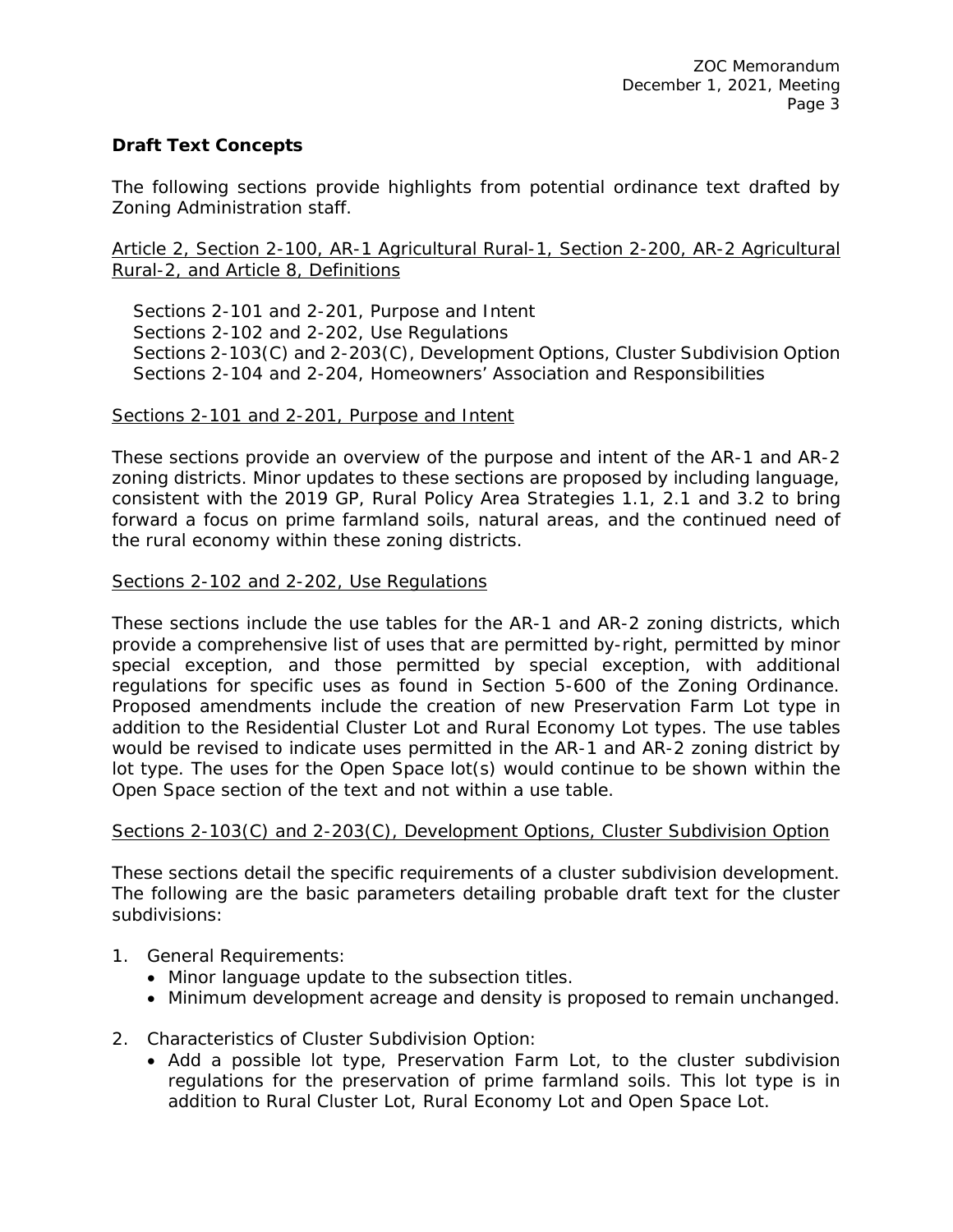**Draft Text Concepts**

The following sections provide highlights from potential ordinance text drafted by Zoning Administration staff.

Article 2, Section 2-100, AR-1 Agricultural Rural-1, Section 2-200, AR-2 Agricultural Rural-2, and Article 8, Definitions

Sections 2-101 and 2-201, Purpose and Intent
Sections 2-102 and 2-202, Use Regulations
Sections 2-103(C) and 2-203(C), Development Options, Cluster Subdivision Option
Sections 2-104 and 2-204, Homeowners' Association and Responsibilities

Sections 2-101 and 2-201, Purpose and Intent

These sections provide an overview of the purpose and intent of the AR-1 and AR-2 zoning districts. Minor updates to these sections are proposed by including language, consistent with the 2019 GP, Rural Policy Area Strategies 1.1, 2.1 and 3.2 to bring forward a focus on prime farmland soils, natural areas, and the continued need of the rural economy within these zoning districts.

Sections 2-102 and 2-202, Use Regulations

These sections include the use tables for the AR-1 and AR-2 zoning districts, which provide a comprehensive list of uses that are permitted by-right, permitted by minor special exception, and those permitted by special exception, with additional regulations for specific uses as found in Section 5-600 of the Zoning Ordinance. Proposed amendments include the creation of new Preservation Farm Lot type in addition to the Residential Cluster Lot and Rural Economy Lot types. The use tables would be revised to indicate uses permitted in the AR-1 and AR-2 zoning district by lot type. The uses for the Open Space lot(s) would continue to be shown within the Open Space section of the text and not within a use table.

Sections 2-103(C) and 2-203(C), Development Options, Cluster Subdivision Option

These sections detail the specific requirements of a cluster subdivision development. The following are the basic parameters detailing probable draft text for the cluster subdivisions:

1. General Requirements:
   - Minor language update to the subsection titles.
   - Minimum development acreage and density is proposed to remain unchanged.

2. Characteristics of Cluster Subdivision Option:
   - Add a possible lot type, Preservation Farm Lot, to the cluster subdivision regulations for the preservation of prime farmland soils. This lot type is in addition to Rural Cluster Lot, Rural Economy Lot and Open Space Lot.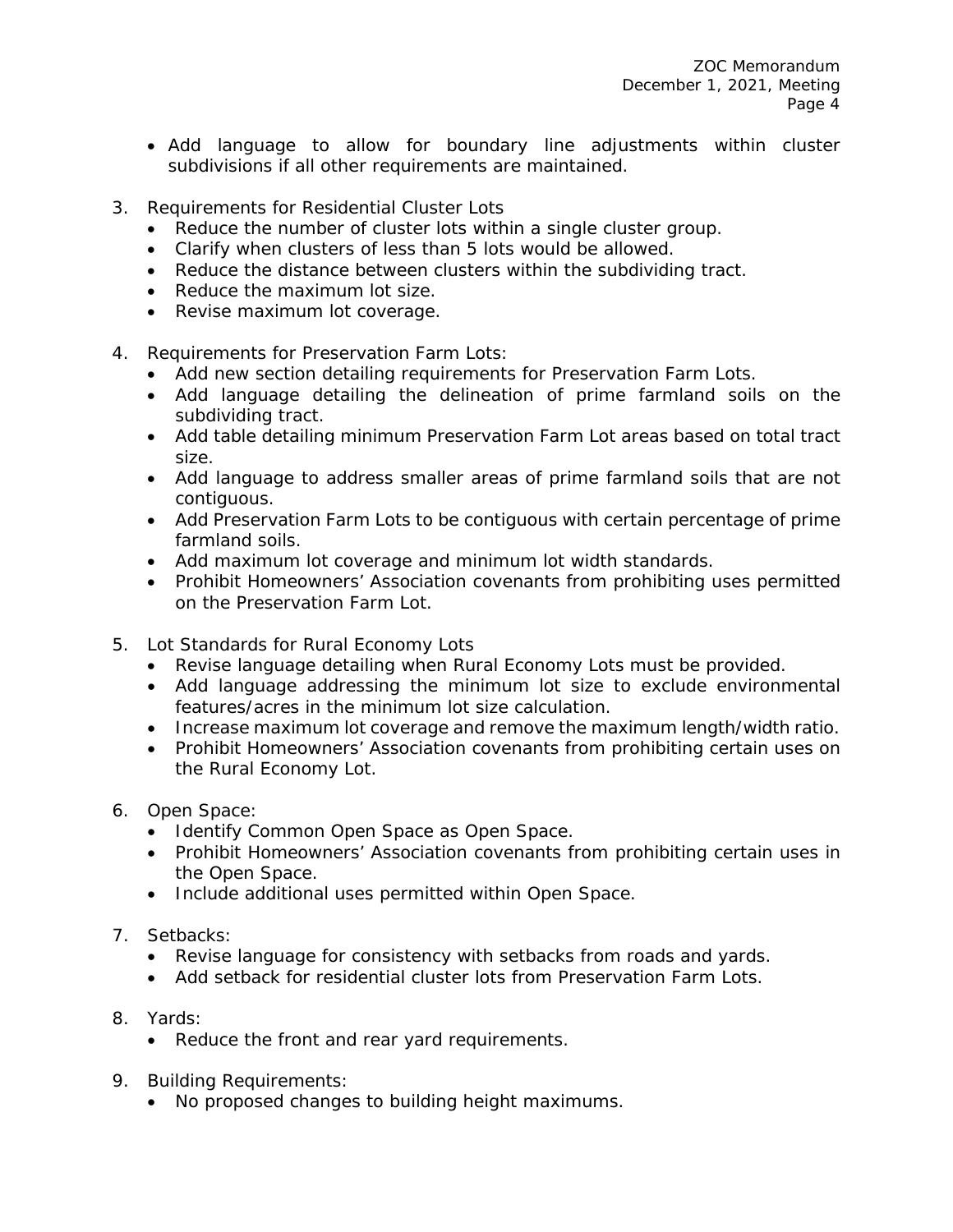- Add language to allow for boundary line adjustments within cluster subdivisions if all other requirements are maintained.

3. Requirements for Residential Cluster Lots
   - Reduce the number of cluster lots within a single cluster group.
   - Clarify when clusters of less than 5 lots would be allowed.
   - Reduce the distance between clusters within the subdividing tract.
   - Reduce the maximum lot size.
   - Revise maximum lot coverage.

4. Requirements for Preservation Farm Lots:
   - Add new section detailing requirements for Preservation Farm Lots.
   - Add language detailing the delineation of prime farmland soils on the subdividing tract.
   - Add table detailing minimum Preservation Farm Lot areas based on total tract size.
   - Add language to address smaller areas of prime farmland soils that are not contiguous.
   - Add Preservation Farm Lots to be contiguous with certain percentage of prime farmland soils.
   - Add maximum lot coverage and minimum lot width standards.
   - Prohibit Homeowners' Association covenants from prohibiting uses permitted on the Preservation Farm Lot.

5. Lot Standards for Rural Economy Lots
   - Revise language detailing when Rural Economy Lots must be provided.
   - Add language addressing the minimum lot size to exclude environmental features/acres in the minimum lot size calculation.
   - Increase maximum lot coverage and remove the maximum length/width ratio.
   - Prohibit Homeowners' Association covenants from prohibiting certain uses on the Rural Economy Lot.

6. Open Space:
   - Identify Common Open Space as Open Space.
   - Prohibit Homeowners' Association covenants from prohibiting certain uses in the Open Space.
   - Include additional uses permitted within Open Space.

7. Setbacks:
   - Revise language for consistency with setbacks from roads and yards.
   - Add setback for residential cluster lots from Preservation Farm Lots.

8. Yards:
   - Reduce the front and rear yard requirements.

9. Building Requirements:
   - No proposed changes to building height maximums.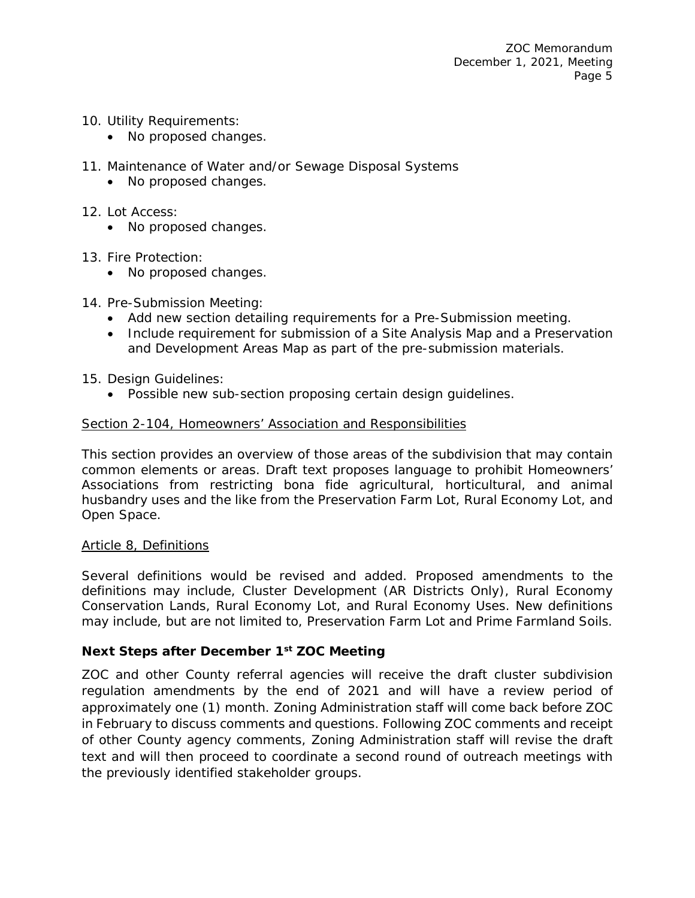10. Utility Requirements:
    - No proposed changes.

11. Maintenance of Water and/or Sewage Disposal Systems
    - No proposed changes.

12. Lot Access:
    - No proposed changes.

13. Fire Protection:
    - No proposed changes.

14. Pre-Submission Meeting:
    - Add new section detailing requirements for a Pre-Submission meeting.
    - Include requirement for submission of a Site Analysis Map and a Preservation and Development Areas Map as part of the pre-submission materials.

15. Design Guidelines:
    - Possible new sub-section proposing certain design guidelines.

Section 2-104, Homeowners' Association and Responsibilities

This section provides an overview of those areas of the subdivision that may contain common elements or areas. Draft text proposes language to prohibit Homeowners' Associations from restricting bona fide agricultural, horticultural, and animal husbandry uses and the like from the Preservation Farm Lot, Rural Economy Lot, and Open Space.

Article 8, Definitions

Several definitions would be revised and added. Proposed amendments to the definitions may include, Cluster Development (AR Districts Only), Rural Economy Conservation Lands, Rural Economy Lot, and Rural Economy Uses. New definitions may include, but are not limited to, Preservation Farm Lot and Prime Farmland Soils.

**Next Steps after December 1st ZOC Meeting**

ZOC and other County referral agencies will receive the draft cluster subdivision regulation amendments by the end of 2021 and will have a review period of approximately one (1) month. Zoning Administration staff will come back before ZOC in February to discuss comments and questions. Following ZOC comments and receipt of other County agency comments, Zoning Administration staff will revise the draft text and will then proceed to coordinate a second round of outreach meetings with the previously identified stakeholder groups.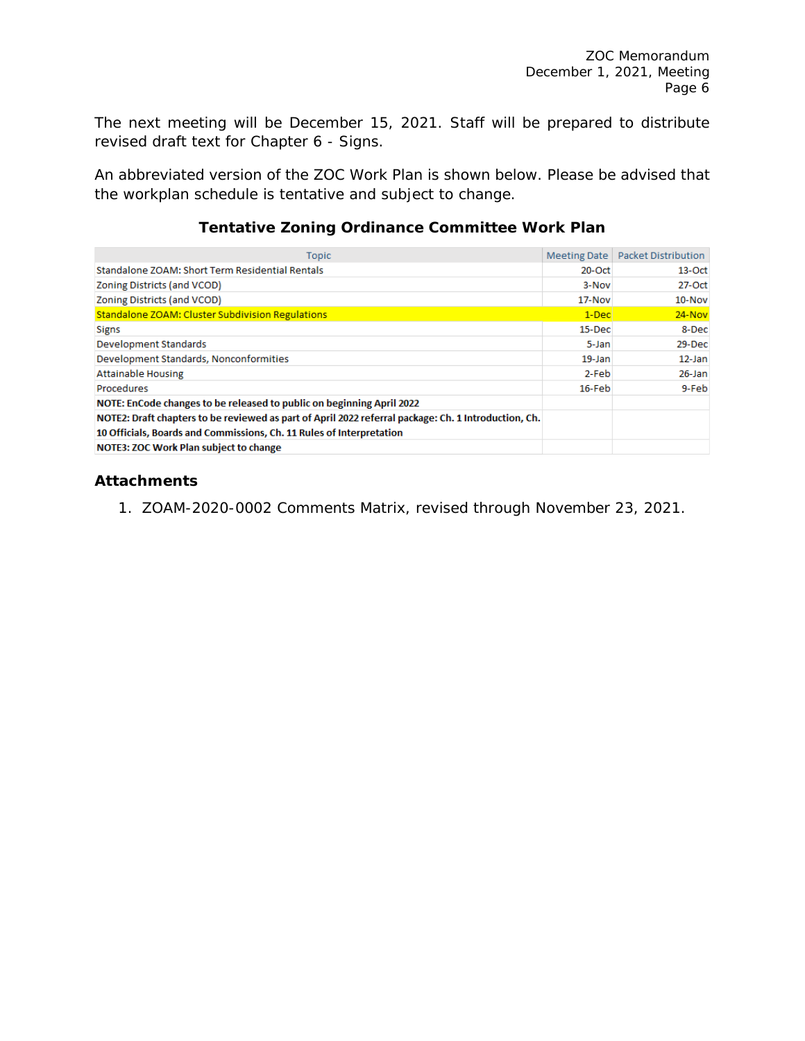The next meeting will be December 15, 2021. Staff will be prepared to distribute revised draft text for Chapter 6 - Signs.

An abbreviated version of the ZOC Work Plan is shown below. Please be advised that the workplan schedule is tentative and subject to change.

**Tentative Zoning Ordinance Committee Work Plan**

| Topic | Meeting Date | Packet Distribution |
|---|---|---|
| Standalone ZOAM: Short Term Residential Rentals | 20-Oct | 13-Oct |
| Zoning Districts (and VCOD) | 3-Nov | 27-Oct |
| Zoning Districts (and VCOD) | 17-Nov | 10-Nov |
| Standalone ZOAM: Cluster Subdivision Regulations | 1-Dec | 24-Nov |
| Signs | 15-Dec | 8-Dec |
| Development Standards | 5-Jan | 29-Dec |
| Development Standards, Nonconformities | 19-Jan | 12-Jan |
| Attainable Housing | 2-Feb | 26-Jan |
| Procedures | 16-Feb | 9-Feb |
| **NOTE: EnCode changes to be released to public on beginning April 2022** | | |
| **NOTE2: Draft chapters to be reviewed as part of April 2022 referral package: Ch. 1 Introduction, Ch. 10 Officials, Boards and Commissions, Ch. 11 Rules of Interpretation** | | |
| **NOTE3: ZOC Work Plan subject to change** | | |

### Attachments

1. ZOAM-2020-0002 Comments Matrix, revised through November 23, 2021.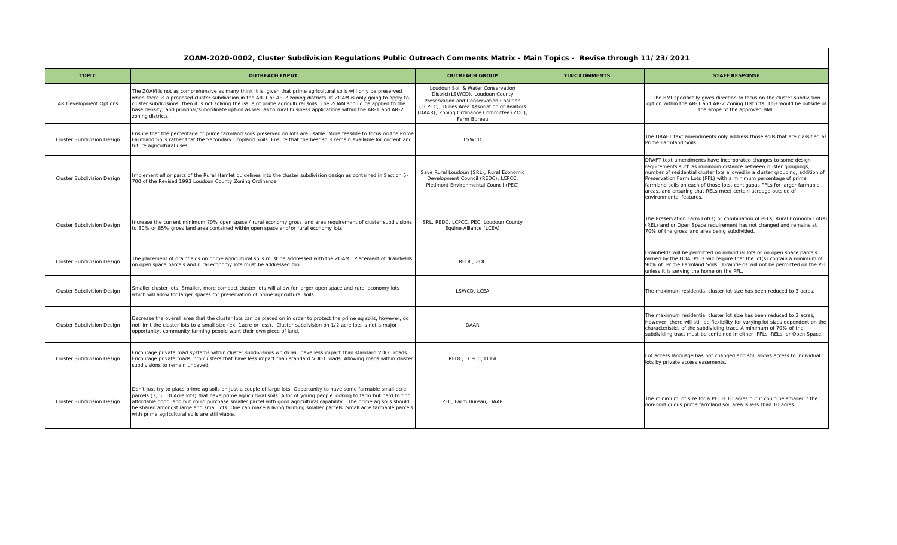# ZOAM-2020-0002, Cluster Subdivision Regulations Public Outreach Comments Matrix - Main Topics - Revise through 11/23/2021

| TOPIC | OUTREACH INPUT | OUTREACH GROUP | TLUC COMMENTS | STAFF RESPONSE |
|---|---|---|---|---|
| AR Development Options | The ZOAM is not as comprehensive as many think it is, given that prime agricultural soils will only be preserved when there is a proposed cluster subdivision in the AR-1 or AR-2 zoning districts. If ZOAM is only going to apply to cluster subdivisions, then it is not solving the issue of prime agricultural soils. The ZOAM should be applied to the base density, and principal/subordinate option as well as to rural business applications within the AR-1 and AR-2 zoning districts. | Loudoun Soil & Water Conservation District(LSWCD), Loudoun County Preservation and Conservation Coalition (LCPCC), Dulles Area Association of Realtors (DAAR), Zoning Ordinance Committee (ZOC), Farm Bureau | | The BMI specifically gives direction to focus on the cluster subdivision option within the AR-1 and AR-2 Zoning Districts. This would be outside of the scope of the approved BMI. |
| Cluster Subdivision Design | Ensure that the percentage of prime farmland soils preserved on lots are usable. More feasible to focus on the Prime Farmland Soils rather that the Secondary Cropland Soils. Ensure that the best soils remain available for current and future agricultural uses. | LSWCD | | The DRAFT text amendments only address those soils that are classified as Prime Farmland Soils. |
| Cluster Subdivision Design | Implement all or parts of the Rural Hamlet guidelines into the cluster subdivision design as contained in Section 5-700 of the Revised 1993 Loudoun County Zoning Ordinance. | Save Rural Loudoun (SRL), Rural Economic Development Council (REDC), LCPCC, Piedmont Environmental Council (PEC) | | DRAFT text amendments have incorporated changes to some design requirements such as minimum distance between cluster groupings, number of residential cluster lots allowed in a cluster grouping, addition of Preservation Farm Lots (PFL) with a minimum percentage of prime farmland soils on each of those lots, contiguous PFLs for larger farmable areas, and ensuring that RELs meet certain acreage outside of environmental features. |
| Cluster Subdivision Design | Increase the current minimum 70% open space / rural economy gross land area requirement of cluster subdivisions to 80% or 85% gross land area contained within open space and/or rural economy lots. | SRL, REDC, LCPCC, PEC, Loudoun County Equine Alliance (LCEA) | | The Preservation Farm Lot(s) or combination of PFLs, Rural Economy Lot(s) (REL) and or Open Space requirement has not changed and remains at 70% of the gross land area being subdivided. |
| Cluster Subdivision Design | The placement of drainfields on prime agricultural soils must be addressed with the ZOAM. Placement of drainfields on open space parcels and rural economy lots must be addressed too. | REDC, ZOC | | Drainfields will be permitted on individual lots or on open space parcels owned by the HOA. PFLs will require that the lot(s) contain a minimum of 90% of Prime Farmland Soils. Drainfields will not be permitted on the PFL unless it is serving the home on the PFL. |
| Cluster Subdivision Design | Smaller cluster lots. Smaller, more compact cluster lots will allow for larger open space and rural economy lots which will allow for larger spaces for preservation of prime agricultural soils. | LSWCD, LCEA | | The maximum residential cluster lot size has been reduced to 3 acres. |
| Cluster Subdivision Design | Decrease the overall area that the cluster lots can be placed on in order to protect the prime ag soils, however, do not limit the cluster lots to a small size (ex. 1acre or less). Cluster subdivision on 1/2 acre lots is not a major opportunity, community farming people want their own piece of land. | DAAR | | The maximum residential cluster lot size has been reduced to 3 acres, However, there will still be flexibility for varying lot sizes dependent on the characteristics of the subdividing tract. A minimum of 70% of the subdividing tract must be contained in either PFLs, RELs, or Open Space. |
| Cluster Subdivision Design | Encourage private road systems within cluster subdivisions which will have less impact than standard VDOT roads. Encourage private roads into clusters that have less impact than standard VDOT roads. Allowing roads within cluster subdivisions to remain unpaved. | REDC, LCPCC, LCEA | | Lot access language has not changed and still allows access to individual lots by private access easements. |
| Cluster Subdivision Design | Don't just try to place prime ag soils on just a couple of large lots. Opportunity to have some farmable small acre parcels (3, 5, 10 Acre lots) that have prime agricultural soils. A lot of young people looking to farm but hard to find affordable good land but could purchase smaller parcel with good agricultural capability. The prime ag soils should be shared amongst large and small lots. One can make a living farming smaller parcels. Small acre farmable parcels with prime agricultural soils are still viable. | PEC, Farm Bureau, DAAR | | The minimum lot size for a PFL is 10 acres but it could be smaller if the non-contiguous prime farmland soil area is less than 10 acres. |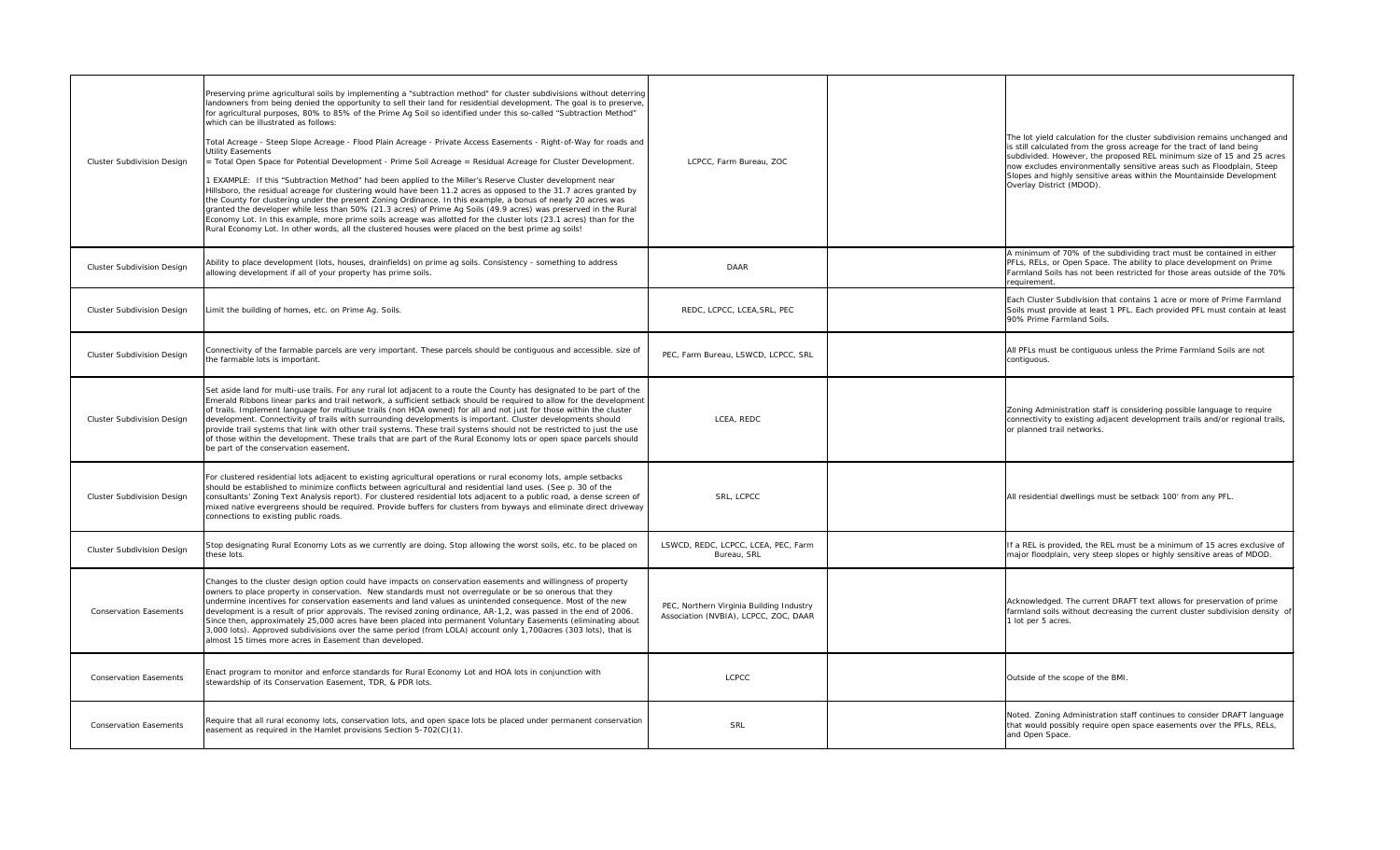| | | | | |
|---|---|---|---|---|
| Cluster Subdivision Design | Preserving prime agricultural soils by implementing a "subtraction method" for cluster subdivisions without deterring landowners from being denied the opportunity to sell their land for residential development. The goal is to preserve, for agricultural purposes, 80% to 85% of the Prime Ag Soil so identified under this so-called "Subtraction Method" which can be illustrated as follows:<br><br>Total Acreage - Steep Slope Acreage - Flood Plain Acreage - Private Access Easements - Right-of-Way for roads and Utility Easements<br>= Total Open Space for Potential Development - Prime Soil Acreage = Residual Acreage for Cluster Development.<br><br>1 EXAMPLE: If this "Subtraction Method" had been applied to the Miller's Reserve Cluster development near Hillsboro, the residual acreage for clustering would have been 11.2 acres as opposed to the 31.7 acres granted by the County for clustering under the present Zoning Ordinance. In this example, a bonus of nearly 20 acres was granted the developer while less than 50% (21.3 acres) of Prime Ag Soils (49.9 acres) was preserved in the Rural Economy Lot. In this example, more prime soils acreage was allotted for the cluster lots (23.1 acres) than for the Rural Economy Lot. In other words, all the clustered houses were placed on the best prime ag soils! | LCPCC, Farm Bureau, ZOC | | The lot yield calculation for the cluster subdivision remains unchanged and is still calculated from the gross acreage for the tract of land being subdivided. However, the proposed REL minimum size of 15 and 25 acres now excludes environmentally sensitive areas such as Floodplain, Steep Slopes and highly sensitive areas within the Mountainside Development Overlay District (MDOD). |
| Cluster Subdivision Design | Ability to place development (lots, houses, drainfields) on prime ag soils. Consistency - something to address allowing development if all of your property has prime soils. | DAAR | | A minimum of 70% of the subdividing tract must be contained in either PFLs, RELs, or Open Space. The ability to place development on Prime Farmland Soils has not been restricted for those areas outside of the 70% requirement. |
| Cluster Subdivision Design | Limit the building of homes, etc. on Prime Ag. Soils. | REDC, LCPCC, LCEA,SRL, PEC | | Each Cluster Subdivision that contains 1 acre or more of Prime Farmland Soils must provide at least 1 PFL. Each provided PFL must contain at least 90% Prime Farmland Soils. |
| Cluster Subdivision Design | Connectivity of the farmable parcels are very important. These parcels should be contiguous and accessible. size of the farmable lots is important. | PEC, Farm Bureau, LSWCD, LCPCC, SRL | | All PFLs must be contiguous unless the Prime Farmland Soils are not contiguous. |
| Cluster Subdivision Design | Set aside land for multi-use trails. For any rural lot adjacent to a route the County has designated to be part of the Emerald Ribbons linear parks and trail network, a sufficient setback should be required to allow for the development of trails. Implement language for multiuse trails (non HOA owned) for all and not just for those within the cluster development. Connectivity of trails with surrounding developments is important. Cluster developments should provide trail systems that link with other trail systems. These trail systems should not be restricted to just the use of those within the development. These trails that are part of the Rural Economy lots or open space parcels should be part of the conservation easement. | LCEA, REDC | | Zoning Administration staff is considering possible language to require connectivity to existing adjacent development trails and/or regional trails, or planned trail networks. |
| Cluster Subdivision Design | For clustered residential lots adjacent to existing agricultural operations or rural economy lots, ample setbacks should be established to minimize conflicts between agricultural and residential land uses. (See p. 30 of the consultants' Zoning Text Analysis report). For clustered residential lots adjacent to a public road, a dense screen of mixed native evergreens should be required. Provide buffers for clusters from byways and eliminate direct driveway connections to existing public roads. | SRL, LCPCC | | All residential dwellings must be setback 100' from any PFL. |
| Cluster Subdivision Design | Stop designating Rural Economy Lots as we currently are doing. Stop allowing the worst soils, etc. to be placed on these lots. | LSWCD, REDC, LCPCC, LCEA, PEC, Farm Bureau, SRL | | If a REL is provided, the REL must be a minimum of 15 acres exclusive of major floodplain, very steep slopes or highly sensitive areas of MDOD. |
| Conservation Easements | Changes to the cluster design option could have impacts on conservation easements and willingness of property owners to place property in conservation. New standards must not overregulate or be so onerous that they undermine incentives for conservation easements and land values as unintended consequence. Most of the new development is a result of prior approvals. The revised zoning ordinance, AR-1,2, was passed in the end of 2006. Since then, approximately 25,000 acres have been placed into permanent Voluntary Easements (eliminating about 3,000 lots). Approved subdivisions over the same period (from LOLA) account only 1,700acres (303 lots), that is almost 15 times more acres in Easement than developed. | PEC, Northern Virginia Building Industry Association (NVBIA), LCPCC, ZOC, DAAR | | Acknowledged. The current DRAFT text allows for preservation of prime farmland soils without decreasing the current cluster subdivision density of 1 lot per 5 acres. |
| Conservation Easements | Enact program to monitor and enforce standards for Rural Economy Lot and HOA lots in conjunction with stewardship of its Conservation Easement, TDR, & PDR lots. | LCPCC | | Outside of the scope of the BMI. |
| Conservation Easements | Require that all rural economy lots, conservation lots, and open space lots be placed under permanent conservation easement as required in the Hamlet provisions Section 5-702(C)(1). | SRL | | Noted. Zoning Administration staff continues to consider DRAFT language that would possibly require open space easements over the PFLs, RELs, and Open Space. |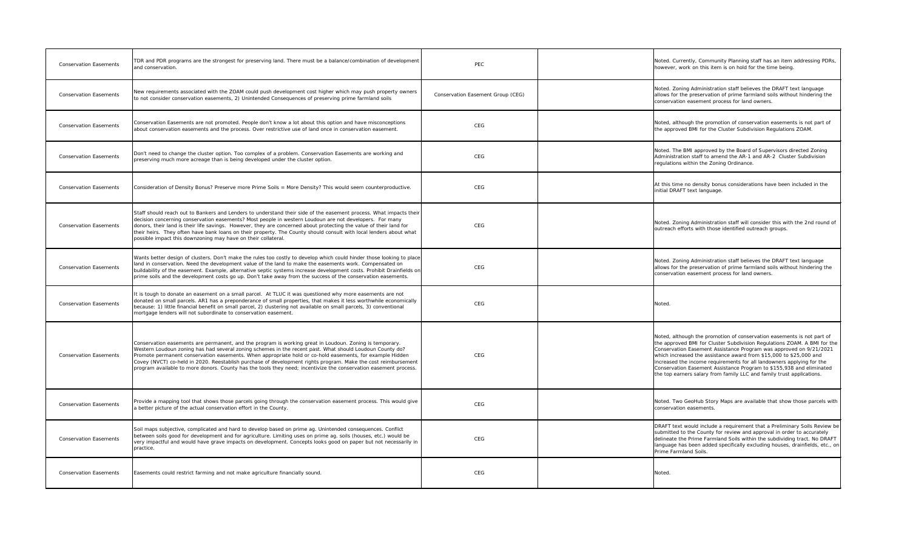| | | | | |
|---|---|---|---|---|
| Conservation Easements | TDR and PDR programs are the strongest for preserving land. There must be a balance/combination of development and conservation. | PEC | | Noted. Currently, Community Planning staff has an item addressing PDRs, however, work on this item is on hold for the time being. |
| Conservation Easements | New requirements associated with the ZOAM could push development cost higher which may push property owners to not consider conservation easements, 2) Unintended Consequences of preserving prime farmland soils | Conservation Easement Group (CEG) | | Noted. Zoning Administration staff believes the DRAFT text language allows for the preservation of prime farmland soils without hindering the conservation easement process for land owners. |
| Conservation Easements | Conservation Easements are not promoted. People don't know a lot about this option and have misconceptions about conservation easements and the process. Over restrictive use of land once in conservation easement. | CEG | | Noted, although the promotion of conservation easements is not part of the approved BMI for the Cluster Subdivision Regulations ZOAM. |
| Conservation Easements | Don't need to change the cluster option. Too complex of a problem. Conservation Easements are working and preserving much more acreage than is being developed under the cluster option. | CEG | | Noted. The BMI approved by the Board of Supervisors directed Zoning Administration staff to amend the AR-1 and AR-2 Cluster Subdivision regulations within the Zoning Ordinance. |
| Conservation Easements | Consideration of Density Bonus? Preserve more Prime Soils = More Density? This would seem counterproductive. | CEG | | At this time no density bonus considerations have been included in the initial DRAFT text language. |
| Conservation Easements | Staff should reach out to Bankers and Lenders to understand their side of the easement process. What impacts their decision concerning conservation easements? Most people in western Loudoun are not developers. For many donors, their land is their life savings. However, they are concerned about protecting the value of their land for their heirs. They often have bank loans on their property. The County should consult with local lenders about what possible impact this downzoning may have on their collateral. | CEG | | Noted. Zoning Administration staff will consider this with the 2nd round of outreach efforts with those identified outreach groups. |
| Conservation Easements | Wants better design of clusters. Don't make the rules too costly to develop which could hinder those looking to place land in conservation. Need the development value of the land to make the easements work. Compensated on buildability of the easement. Example, alternative septic systems increase development costs. Prohibit Drainfields on prime soils and the development costs go up. Don't take away from the success of the conservation easements. | CEG | | Noted. Zoning Administration staff believes the DRAFT text language allows for the preservation of prime farmland soils without hindering the conservation easement process for land owners. |
| Conservation Easements | It is tough to donate an easement on a small parcel. At TLUC it was questioned why more easements are not donated on small parcels. AR1 has a preponderance of small properties, that makes it less worthwhile economically because: 1) little financial benefit on small parcel, 2) clustering not available on small parcels, 3) conventional mortgage lenders will not subordinate to conservation easement. | CEG | | Noted. |
| Conservation Easements | Conservation easements are permanent, and the program is working great in Loudoun. Zoning is temporary. Western Loudoun zoning has had several zoning schemes in the recent past. What should Loudoun County do? Promote permanent conservation easements. When appropriate hold or co-hold easements, for example Hidden Covey (NVCT) co-held in 2020. Reestablish purchase of development rights program. Make the cost reimbursement program available to more donors. County has the tools they need; incentivize the conservation easement process. | CEG | | Noted, although the promotion of conservation easements is not part of the approved BMI for Cluster Subdivision Regulations ZOAM. A BMI for the Conservation Easement Assistance Program was approved on 9/21/2021 which increased the assistance award from $15,000 to $25,000 and increased the income requirements for all landowners applying for the Conservation Easement Assistance Program to $155,938 and eliminated the top earners salary from family LLC and family trust applications. |
| Conservation Easements | Provide a mapping tool that shows those parcels going through the conservation easement process. This would give a better picture of the actual conservation effort in the County. | CEG | | Noted. Two GeoHub Story Maps are available that show those parcels with conservation easements. |
| Conservation Easements | Soil maps subjective, complicated and hard to develop based on prime ag. Unintended consequences. Conflict between soils good for development and for agriculture. Limiting uses on prime ag. soils (houses, etc.) would be very impactful and would have grave impacts on development. Concepts looks good on paper but not necessarily in practice. | CEG | | DRAFT text would include a requirement that a Preliminary Soils Review be submitted to the County for review and approval in order to accurately delineate the Prime Farmland Soils within the subdividing tract. No DRAFT language has been added specifically excluding houses, drainfields, etc., on Prime Farmland Soils. |
| Conservation Easements | Easements could restrict farming and not make agriculture financially sound. | CEG | | Noted. |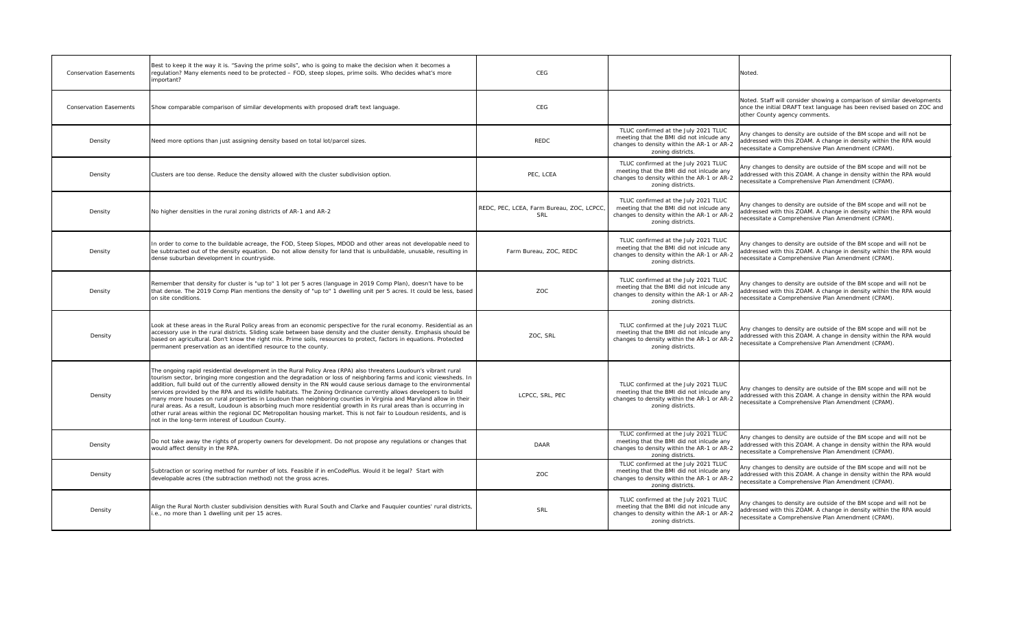| | | | | |
|---|---|---|---|---|
| Conservation Easements | Best to keep it the way it is. "Saving the prime soils", who is going to make the decision when it becomes a regulation? Many elements need to be protected – FOD, steep slopes, prime soils. Who decides what's more important? | CEG | | Noted. |
| Conservation Easements | Show comparable comparison of similar developments with proposed draft text language. | CEG | | Noted. Staff will consider showing a comparison of similar developments once the initial DRAFT text language has been revised based on ZOC and other County agency comments. |
| Density | Need more options than just assigning density based on total lot/parcel sizes. | REDC | TLUC confirmed at the July 2021 TLUC meeting that the BMI did not inlcude any changes to density within the AR-1 or AR-2 zoning districts. | Any changes to density are outside of the BM scope and will not be addressed with this ZOAM. A change in density within the RPA would necessitate a Comprehensive Plan Amendment (CPAM). |
| Density | Clusters are too dense. Reduce the density allowed with the cluster subdivision option. | PEC, LCEA | TLUC confirmed at the July 2021 TLUC meeting that the BMI did not inlcude any changes to density within the AR-1 or AR-2 zoning districts. | Any changes to density are outside of the BM scope and will not be addressed with this ZOAM. A change in density within the RPA would necessitate a Comprehensive Plan Amendment (CPAM). |
| Density | No higher densities in the rural zoning districts of AR-1 and AR-2 | REDC, PEC, LCEA, Farm Bureau, ZOC, LCPCC, SRL | TLUC confirmed at the July 2021 TLUC meeting that the BMI did not inlcude any changes to density within the AR-1 or AR-2 zoning districts. | Any changes to density are outside of the BM scope and will not be addressed with this ZOAM. A change in density within the RPA would necessitate a Comprehensive Plan Amendment (CPAM). |
| Density | In order to come to the buildable acreage, the FOD, Steep Slopes, MDOD and other areas not developable need to be subtracted out of the density equation. Do not allow density for land that is unbuildable, unusable, resulting in dense suburban development in countryside. | Farm Bureau, ZOC, REDC | TLUC confirmed at the July 2021 TLUC meeting that the BMI did not inlcude any changes to density within the AR-1 or AR-2 zoning districts. | Any changes to density are outside of the BM scope and will not be addressed with this ZOAM. A change in density within the RPA would necessitate a Comprehensive Plan Amendment (CPAM). |
| Density | Remember that density for cluster is "up to" 1 lot per 5 acres (language in 2019 Comp Plan), doesn't have to be that dense. The 2019 Comp Plan mentions the density of "up to" 1 dwelling unit per 5 acres. It could be less, based on site conditions. | ZOC | TLUC confirmed at the July 2021 TLUC meeting that the BMI did not inlcude any changes to density within the AR-1 or AR-2 zoning districts. | Any changes to density are outside of the BM scope and will not be addressed with this ZOAM. A change in density within the RPA would necessitate a Comprehensive Plan Amendment (CPAM). |
| Density | Look at these areas in the Rural Policy areas from an economic perspective for the rural economy. Residential as an accessory use in the rural districts. Sliding scale between base density and the cluster density. Emphasis should be based on agricultural. Don't know the right mix. Prime soils, resources to protect, factors in equations. Protected permanent preservation as an identified resource to the county. | ZOC, SRL | TLUC confirmed at the July 2021 TLUC meeting that the BMI did not inlcude any changes to density within the AR-1 or AR-2 zoning districts. | Any changes to density are outside of the BM scope and will not be addressed with this ZOAM. A change in density within the RPA would necessitate a Comprehensive Plan Amendment (CPAM). |
| Density | The ongoing rapid residential development in the Rural Policy Area (RPA) also threatens Loudoun's vibrant rural tourism sector, bringing more congestion and the degradation or loss of neighboring farms and iconic viewsheds. In addition, full build out of the currently allowed density in the RN would cause serious damage to the environmental services provided by the RPA and its wildlife habitats. The Zoning Ordinance currently allows developers to build many more houses on rural properties in Loudoun than neighboring counties in Virginia and Maryland allow in their rural areas. As a result, Loudoun is absorbing much more residential growth in its rural areas than is occurring in other rural areas within the regional DC Metropolitan housing market. This is not fair to Loudoun residents, and is not in the long-term interest of Loudoun County. | LCPCC, SRL, PEC | TLUC confirmed at the July 2021 TLUC meeting that the BMI did not inlcude any changes to density within the AR-1 or AR-2 zoning districts. | Any changes to density are outside of the BM scope and will not be addressed with this ZOAM. A change in density within the RPA would necessitate a Comprehensive Plan Amendment (CPAM). |
| Density | Do not take away the rights of property owners for development. Do not propose any regulations or changes that would affect density in the RPA. | DAAR | TLUC confirmed at the July 2021 TLUC meeting that the BMI did not inlcude any changes to density within the AR-1 or AR-2 zoning districts. | Any changes to density are outside of the BM scope and will not be addressed with this ZOAM. A change in density within the RPA would necessitate a Comprehensive Plan Amendment (CPAM). |
| Density | Subtraction or scoring method for number of lots. Feasible if in enCodePlus. Would it be legal? Start with developable acres (the subtraction method) not the gross acres. | ZOC | TLUC confirmed at the July 2021 TLUC meeting that the BMI did not inlcude any changes to density within the AR-1 or AR-2 zoning districts. | Any changes to density are outside of the BM scope and will not be addressed with this ZOAM. A change in density within the RPA would necessitate a Comprehensive Plan Amendment (CPAM). |
| Density | Align the Rural North cluster subdivision densities with Rural South and Clarke and Fauquier counties' rural districts, i.e., no more than 1 dwelling unit per 15 acres. | SRL | TLUC confirmed at the July 2021 TLUC meeting that the BMI did not inlcude any changes to density within the AR-1 or AR-2 zoning districts. | Any changes to density are outside of the BM scope and will not be addressed with this ZOAM. A change in density within the RPA would necessitate a Comprehensive Plan Amendment (CPAM). |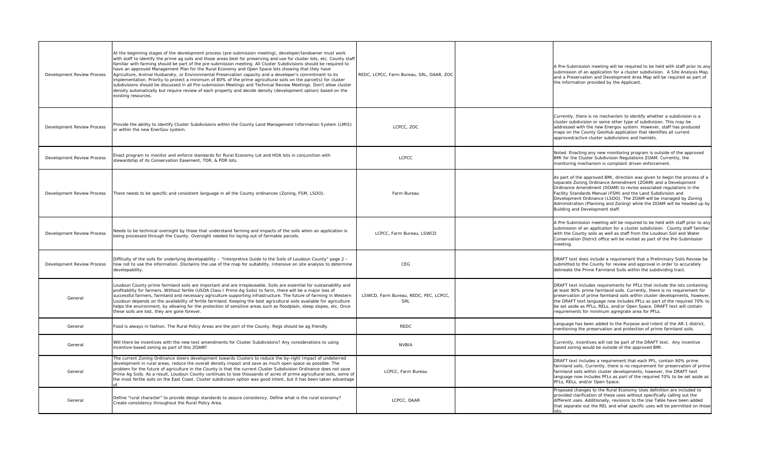| | | | | |
|---|---|---|---|---|
| Development Review Process | At the beginning stages of the development process (pre-submission meeting), developer/landowner must work with staff to identify the prime ag soils and those areas best for preserving and use for cluster lots, etc. County staff familiar with farming should be part of the pre-submission meeting. All Cluster Subdivisions should be required to have an approved Management Plan for the Rural Economy and Open Space lots showing that they have Agriculture, Animal Husbandry, or Environmental Preservation capacity and a developer's commitment to its implementation. Priority to protect a minimum of 80% of the prime agricultural soils on the parcel(s) for cluster subdivisions should be discussed in all Pre-submission Meetings and Technical Review Meetings. Don't allow cluster density automatically but require review of each property and decide density (development option) based on the existing resources. | REDC, LCPCC, Farm Bureau, SRL, DAAR, ZOC | | A Pre-Submission meeting will be required to be held with staff prior to any submission of an application for a cluster subdivision. A Site Analysis Map, and a Preservation and Development Area Map will be required as part of the information provided by the Applicant. |
| Development Review Process | Provide the ability to identify Cluster Subdivisions within the County Land Management Information System (LMIS) or within the new EnerGov system. | LCPCC, ZOC | | Currently, there is no mechanism to identify whether a subdivision is a cluster subdivision or some other type of subdivision. This may be addressed with the new Energov system. However, staff has produced maps on the County GeoHub application that identifies all current approved/active cluster subdivisions and hamlets. |
| Development Review Process | Enact program to monitor and enforce standards for Rural Economy Lot and HOA lots in conjunction with stewardship of its Conservation Easement, TDR, & PDR lots. | LCPCC | | Noted. Enacting any new monitoring program is outside of the approved BMI for the Cluster Subdivision Regulations ZOAM. Currently, the monitoring mechanism is complaint driven enforcement. |
| Development Review Process | There needs to be specific and consistent language in all the County ordinances (Zoning, FSM, LSDO). | Farm Bureau | | As part of the approved BMI, direction was given to begin the process of a separate Zoning Ordinance Amendment (ZOAM) and a Development Ordinance Amendment (DOAM) to revise associated regulations in the Facility Standards Manual (FSM) and the Land Subdivision and Development Ordinance (LSDO). The ZOAM will be managed by Zoning Administration (Planning and Zoning) while the DOAM will be headed up by Building and Development staff. |
| Development Review Process | Needs to be technical oversight by those that understand farming and impacts of the soils when an application is being processed through the County. Oversight needed for laying out of farmable parcels. | LCPCC, Farm Bureau, LSWCD | | A Pre-Submission meeting will be required to be held with staff prior to any submission of an application for a cluster subdivision. County staff familiar with the County soils as well as staff from the Loudoun Soil and Water Conservation District office will be invited as part of the Pre-Submission meeting. |
| Development Review Process | Difficulty of the soils for underlying developability – "Interpretive Guide to the Soils of Loudoun County" page 2 – how not to use the information. Disclaims the use of the map for suitability. Intensive on site analysis to determine developability. | CEG | | DRAFT text does include a requirement that a Preliminary Soils Review be submitted to the County for review and approval in order to accurately delineate the Prime Farmland Soils within the subdividing tract. |
| General | Loudoun County prime farmland soils are important and are irreplaceable. Soils are essential for sustainability and profitability for farmers. Without fertile (USDA Class I Prime Ag Soils) to farm, there will be a major loss of successful farmers, farmland and necessary agriculture supporting infrastructure. The future of farming in Western Loudoun depends on the availability of fertile farmland. Keeping the best agricultural soils available for agriculture helps the environment, by allowing for the protection of sensitive areas such as floodplain, steep slopes, etc. Once these soils are lost, they are gone forever. | LSWCD, Farm Bureau, REDC, PEC, LCPCC, SRL | | DRAFT text includes requirements for PFLs that include the lots containing at least 90% prime farmland soils. Currently, there is no requirement for preservation of prime farmland soils within cluster developments, however, the DRAFT text language now includes PFLs as part of the required 70% to be set aside as PFLs, RELs, and/or Open Space. DRAFT text will contain requirements for minimum agregrate area for PFLs. |
| General | Food is always in fashion. The Rural Policy Areas are the port of the County. Regs should be ag friendly. | REDC | | Language has been added to the Purpose and Intent of the AR-1 district, mentioning the preservation and protection of prime farmland soils. |
| General | Will there be incentives with the new text amendments for Cluster Subdivisions? Any considerations to using incentive-based zoning as part of this ZOAM? | NVBIA | | Currently, incentives will not be part of the DRAFT text. Any incentive based zoning would be outside of the approved BMI. |
| General | The current Zoning Ordinance steers development towards Clusters to reduce the by-right Impact of undeterred development in rural areas, reduce the overall density impact and save as much open space as possible. The problem for the future of agriculture in the County is that the current Cluster Subdivision Ordinance does not save Prime Ag Soils. As a result, Loudoun County continues to lose thousands of acres of prime agricultural soils, some of the most fertile soils on the East Coast. Cluster subdivision option was good intent, but it has been taken advantage of. | LCPCC, Farm Bureau | | DRAFT text includes a requirement that each PFL, contain 90% prime farmland soils. Currently, there is no requirement for preservation of prime farmland soils within cluster developments, however, the DRAFT text language now includes PFLs as part of the required 70% to be set aside as PFLs, RELs, and/or Open Space. |
| General | Define "rural character" to provide design standards to assure consistency. Define what is the rural economy? Create consistency throughout the Rural Policy Area. | LCPCC, DAAR | | Proposed changes to the Rural Economy Uses definition are included to provided clarification of these uses without specifically calling out the different uses. Additionally, revisions to the Use Table have been added that separate out the REL and what specific uses will be permitted on those lots. |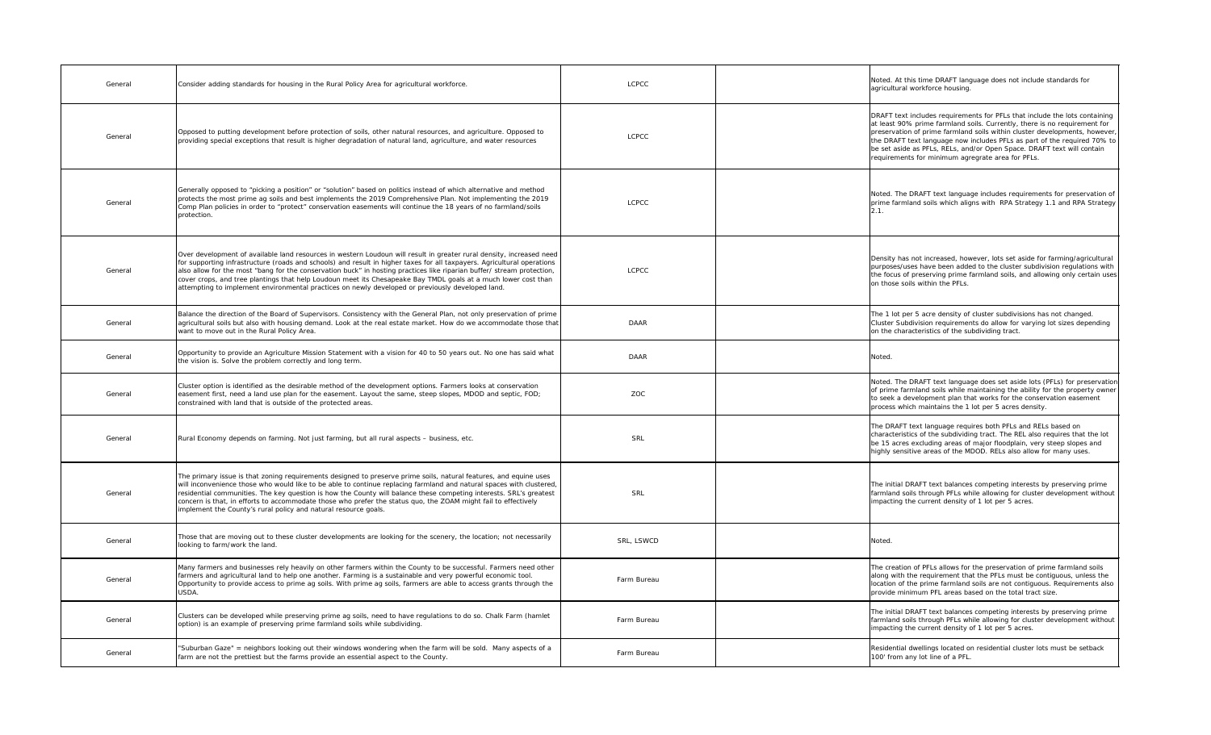| | | | | |
|---|---|---|---|---|
| General | Consider adding standards for housing in the Rural Policy Area for agricultural workforce. | LCPCC | | Noted. At this time DRAFT language does not include standards for agricultural workforce housing. |
| General | Opposed to putting development before protection of soils, other natural resources, and agriculture. Opposed to providing special exceptions that result is higher degradation of natural land, agriculture, and water resources | LCPCC | | DRAFT text includes requirements for PFLs that include the lots containing at least 90% prime farmland soils. Currently, there is no requirement for preservation of prime farmland soils within cluster developments, however, the DRAFT text language now includes PFLs as part of the required 70% to be set aside as PFLs, RELs, and/or Open Space. DRAFT text will contain requirements for minimum agregrate area for PFLs. |
| General | Generally opposed to "picking a position" or "solution" based on politics instead of which alternative and method protects the most prime ag soils and best implements the 2019 Comprehensive Plan. Not implementing the 2019 Comp Plan policies in order to "protect" conservation easements will continue the 18 years of no farmland/soils protection. | LCPCC | | Noted. The DRAFT text language includes requirements for preservation of prime farmland soils which aligns with RPA Strategy 1.1 and RPA Strategy 2.1. |
| General | Over development of available land resources in western Loudoun will result in greater rural density, increased need for supporting infrastructure (roads and schools) and result in higher taxes for all taxpayers. Agricultural operations also allow for the most "bang for the conservation buck" in hosting practices like riparian buffer/ stream protection, cover crops, and tree plantings that help Loudoun meet its Chesapeake Bay TMDL goals at a much lower cost than attempting to implement environmental practices on newly developed or previously developed land. | LCPCC | | Density has not increased, however, lots set aside for farming/agricultural purposes/uses have been added to the cluster subdivision regulations with the focus of preserving prime farmland soils, and allowing only certain uses on those soils within the PFLs. |
| General | Balance the direction of the Board of Supervisors. Consistency with the General Plan, not only preservation of prime agricultural soils but also with housing demand. Look at the real estate market. How do we accommodate those that want to move out in the Rural Policy Area. | DAAR | | The 1 lot per 5 acre density of cluster subdivisions has not changed. Cluster Subdivision requirements do allow for varying lot sizes depending on the characteristics of the subdividing tract. |
| General | Opportunity to provide an Agriculture Mission Statement with a vision for 40 to 50 years out. No one has said what the vision is. Solve the problem correctly and long term. | DAAR | | Noted. |
| General | Cluster option is identified as the desirable method of the development options. Farmers looks at conservation easement first, need a land use plan for the easement. Layout the same, steep slopes, MDOD and septic, FOD; constrained with land that is outside of the protected areas. | ZOC | | Noted. The DRAFT text language does set aside lots (PFLs) for preservation of prime farmland soils while maintaining the ability for the property owner to seek a development plan that works for the conservation easement process which maintains the 1 lot per 5 acres density. |
| General | Rural Economy depends on farming. Not just farming, but all rural aspects – business, etc. | SRL | | The DRAFT text language requires both PFLs and RELs based on characteristics of the subdividing tract. The REL also requires that the lot be 15 acres excluding areas of major floodplain, very steep slopes and highly sensitive areas of the MDOD. RELs also allow for many uses. |
| General | The primary issue is that zoning requirements designed to preserve prime soils, natural features, and equine uses will inconvenience those who would like to be able to continue replacing farmland and natural spaces with clustered, residential communities. The key question is how the County will balance these competing interests. SRL's greatest concern is that, in efforts to accommodate those who prefer the status quo, the ZOAM might fail to effectively implement the County's rural policy and natural resource goals. | SRL | | The initial DRAFT text balances competing interests by preserving prime farmland soils through PFLs while allowing for cluster development without impacting the current density of 1 lot per 5 acres. |
| General | Those that are moving out to these cluster developments are looking for the scenery, the location; not necessarily looking to farm/work the land. | SRL, LSWCD | | Noted. |
| General | Many farmers and businesses rely heavily on other farmers within the County to be successful. Farmers need other farmers and agricultural land to help one another. Farming is a sustainable and very powerful economic tool. Opportunity to provide access to prime ag soils. With prime ag soils, farmers are able to access grants through the USDA. | Farm Bureau | | The creation of PFLs allows for the preservation of prime farmland soils along with the requirement that the PFLs must be contiguous, unless the location of the prime farmland soils are not contiguous. Requirements also provide minimum PFL areas based on the total tract size. |
| General | Clusters can be developed while preserving prime ag soils, need to have regulations to do so. Chalk Farm (hamlet option) is an example of preserving prime farmland soils while subdividing. | Farm Bureau | | The initial DRAFT text balances competing interests by preserving prime farmland soils through PFLs while allowing for cluster development without impacting the current density of 1 lot per 5 acres. |
| General | "Suburban Gaze" = neighbors looking out their windows wondering when the farm will be sold. Many aspects of a farm are not the prettiest but the farms provide an essential aspect to the County. | Farm Bureau | | Residential dwellings located on residential cluster lots must be setback 100' from any lot line of a PFL. |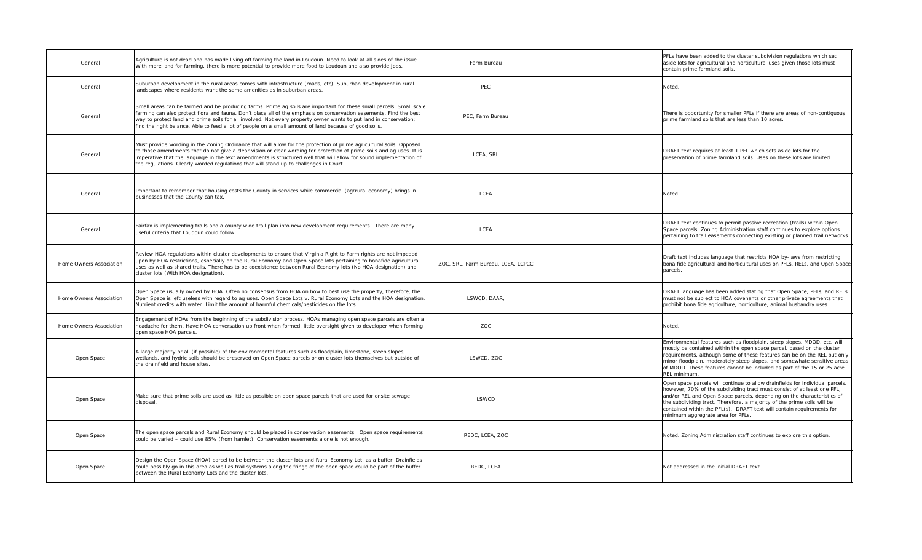| | | | | |
|---|---|---|---|---|
| General | Agriculture is not dead and has made living off farming the land in Loudoun. Need to look at all sides of the issue. With more land for farming, there is more potential to provide more food to Loudoun and also provide jobs. | Farm Bureau | | PFLs have been added to the cluster subdivision regulations which set aside lots for agricultural and horticultural uses given those lots must contain prime farmland soils. |
| General | Suburban development in the rural areas comes with infrastructure (roads, etc). Suburban development in rural landscapes where residents want the same amenities as in suburban areas. | PEC | | Noted. |
| General | Small areas can be farmed and be producing farms. Prime ag soils are important for these small parcels. Small scale farming can also protect flora and fauna. Don't place all of the emphasis on conservation easements. Find the best way to protect land and prime soils for all involved. Not every property owner wants to put land in conservation; find the right balance. Able to feed a lot of people on a small amount of land because of good soils. | PEC, Farm Bureau | | There is opportunity for smaller PFLs if there are areas of non-contiguous prime farmland soils that are less than 10 acres. |
| General | Must provide wording in the Zoning Ordinance that will allow for the protection of prime agricultural soils. Opposed to those amendments that do not give a clear vision or clear wording for protection of prime soils and ag uses. It is imperative that the language in the text amendments is structured well that will allow for sound implementation of the regulations. Clearly worded regulations that will stand up to challenges in Court. | LCEA, SRL | | DRAFT text requires at least 1 PFL which sets aside lots for the preservation of prime farmland soils. Uses on these lots are limited. |
| General | Important to remember that housing costs the County in services while commercial (ag/rural economy) brings in businesses that the County can tax. | LCEA | | Noted. |
| General | Fairfax is implementing trails and a county wide trail plan into new development requirements. There are many useful criteria that Loudoun could follow. | LCEA | | DRAFT text continues to permit passive recreation (trails) within Open Space parcels. Zoning Administration staff continues to explore options pertaining to trail easements connecting existing or planned trail networks. |
| Home Owners Association | Review HOA regulations within cluster developments to ensure that Virginia Right to Farm rights are not impeded upon by HOA restrictions, especially on the Rural Economy and Open Space lots pertaining to bonafide agricultural uses as well as shared trails. There has to be coexistence between Rural Economy lots (No HOA designation) and cluster lots (With HOA designation). | ZOC, SRL, Farm Bureau, LCEA, LCPCC | | Draft text includes language that restricts HOA by-laws from restricting bona fide agricultural and horticultural uses on PFLs, RELs, and Open Space parcels. |
| Home Owners Association | Open Space usually owned by HOA. Often no consensus from HOA on how to best use the property, therefore, the Open Space is left useless with regard to ag uses. Open Space Lots v. Rural Economy Lots and the HOA designation. Nutrient credits with water. Limit the amount of harmful chemicals/pesticides on the lots. | LSWCD, DAAR, | | DRAFT language has been added stating that Open Space, PFLs, and RELs must not be subject to HOA covenants or other private agreements that prohibit bona fide agriculture, horticulture, animal husbandry uses. |
| Home Owners Association | Engagement of HOAs from the beginning of the subdivision process. HOAs managing open space parcels are often a headache for them. Have HOA conversation up front when formed, little oversight given to developer when forming open space HOA parcels. | ZOC | | Noted. |
| Open Space | A large majority or all (if possible) of the environmental features such as floodplain, limestone, steep slopes, wetlands, and hydric soils should be preserved on Open Space parcels or on cluster lots themselves but outside of the drainfield and house sites. | LSWCD, ZOC | | Environmental features such as floodplain, steep slopes, MDOD, etc. will mostly be contained within the open space parcel, based on the cluster requirements, although some of these features can be on the REL but only minor floodplain, moderately steep slopes, and somewhate sensitive areas of MDOD. These features cannot be included as part of the 15 or 25 acre REL minimum. |
| Open Space | Make sure that prime soils are used as little as possible on open space parcels that are used for onsite sewage disposal. | LSWCD | | Open space parcels will continue to allow drainfields for individual parcels, however, 70% of the subdividing tract must consist of at least one PFL, and/or REL and Open Space parcels, depending on the characteristics of the subdividing tract. Therefore, a majority of the prime soils will be contained within the PFL(s). DRAFT text will contain requirements for minimum aggregrate area for PFLs. |
| Open Space | The open space parcels and Rural Economy should be placed in conservation easements. Open space requirements could be varied – could use 85% (from hamlet). Conservation easements alone is not enough. | REDC, LCEA, ZOC | | Noted. Zoning Administration staff continues to explore this option. |
| Open Space | Design the Open Space (HOA) parcel to be between the cluster lots and Rural Economy Lot, as a buffer. Drainfields could possibly go in this area as well as trail systems along the fringe of the open space could be part of the buffer between the Rural Economy Lots and the cluster lots. | REDC, LCEA | | Not addressed in the initial DRAFT text. |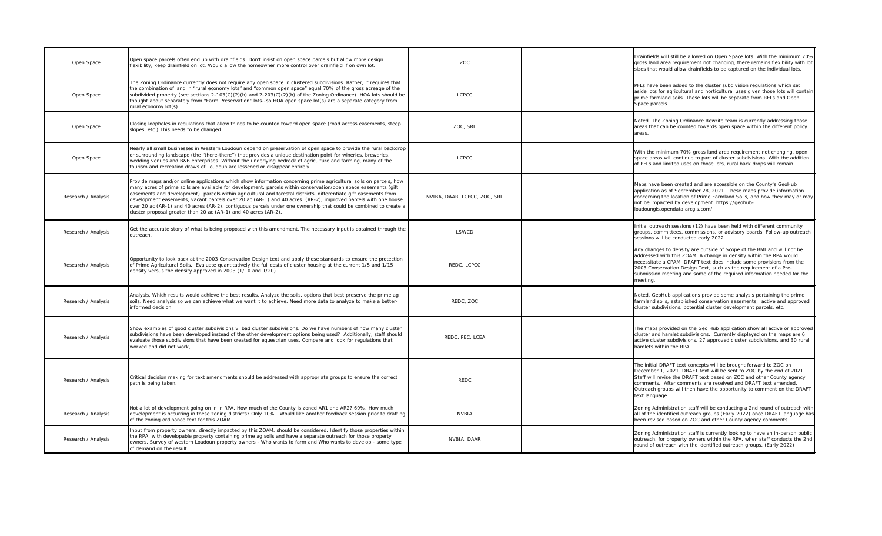| | | | | |
|---|---|---|---|---|
| Open Space | Open space parcels often end up with drainfields. Don't insist on open space parcels but allow more design flexibility, keep drainfield on lot. Would allow the homeowner more control over drainfield if on own lot. | ZOC | | Drainfields will still be allowed on Open Space lots. With the minimum 70% gross land area requirement not changing, there remains flexibility with lot sizes that would allow drainfields to be captured on the individual lots. |
| Open Space | The Zoning Ordinance currently does not require any open space in clustered subdivisions. Rather, it requires that the combination of land in "rural economy lots" and "common open space" equal 70% of the gross acreage of the subdivided property (see sections 2-103(C)(2)(h) and 2-203(C)(2)(h) of the Zoning Ordinance). HOA lots should be thought about separately from "Farm Preservation" lots--so HOA open space lot(s) are a separate category from rural economy lot(s) | LCPCC | | PFLs have been added to the cluster subdivision regulations which set aside lots for agricultural and horticultural uses given those lots will contain prime farmland soils. These lots will be separate from RELs and Open Space parcels. |
| Open Space | Closing loopholes in regulations that allow things to be counted toward open space (road access easements, steep slopes, etc.) This needs to be changed. | ZOC, SRL | | Noted. The Zoning Ordinance Rewrite team is currently addressing those areas that can be counted towards open space within the different policy areas. |
| Open Space | Nearly all small businesses in Western Loudoun depend on preservation of open space to provide the rural backdrop or surrounding landscape (the "there-there") that provides a unique destination point for wineries, breweries, wedding venues and B&B enterprises. Without the underlying bedrock of agriculture and farming, many of the tourism and recreation draws of Loudoun are lessened or disappear entirely. | LCPCC | | With the minimum 70% gross land area requirement not changing, open space areas will continue to part of cluster subdivisions. With the addition of PFLs and limited uses on those lots, rural back drops will remain. |
| Research / Analysis | Provide maps and/or online applications which show information concerning prime agricultural soils on parcels, how many acres of prime soils are available for development, parcels within conservation/open space easements (gift easements and development), parcels within agricultural and forestal districts, differentiate gift easements from development easements, vacant parcels over 20 ac (AR-1) and 40 acres (AR-2), improved parcels with one house over 20 ac (AR-1) and 40 acres (AR-2), contiguous parcels under one ownership that could be combined to create a cluster proposal greater than 20 ac (AR-1) and 40 acres (AR-2). | NVIBA, DAAR, LCPCC, ZOC, SRL | | Maps have been created and are accessible on the County's GeoHub application as of September 28, 2021. These maps provide information concerning the location of Prime Farmland Soils, and how they may or may not be impacted by development. https://geohub-loudougis.opendata.arcgis.com/ |
| Research / Analysis | Get the accurate story of what is being proposed with this amendment. The necessary input is obtained through the outreach. | LSWCD | | Initial outreach sessions (12) have been held with different community groups, committees, commissions, or advisory boards. Follow-up outreach sessions will be conducted early 2022. |
| Research / Analysis | Opportunity to look back at the 2003 Conservation Design text and apply those standards to ensure the protection of Prime Agricultural Soils. Evaluate quantitatively the full costs of cluster housing at the current 1/5 and 1/15 density versus the density approved in 2003 (1/10 and 1/20). | REDC, LCPCC | | Any changes to density are outside of Scope of the BMI and will not be addressed with this ZOAM. A change in density within the RPA would necessitate a CPAM. DRAFT text does include some provisions from the 2003 Conservation Design Text, such as the requirement of a Pre-submission meeting and some of the required information needed for the meeting. |
| Research / Analysis | Analysis. Which results would achieve the best results. Analyze the soils, options that best preserve the prime ag soils. Need analysis so we can achieve what we want it to achieve. Need more data to analyze to make a better-informed decision. | REDC, ZOC | | Noted. GeoHub applications provide some analysis pertaining the prime farmland soils, established conservation easements, active and approved cluster subdivisions, potential cluster development parcels, etc. |
| Research / Analysis | Show examples of good cluster subdivisions v. bad cluster subdivisions. Do we have numbers of how many cluster subdivisions have been developed instead of the other development options being used? Additionally, staff should evaluate those subdivisions that have been created for equestrian uses. Compare and look for regulations that worked and did not work, | REDC, PEC, LCEA | | The maps provided on the Geo Hub application show all active or approved cluster and hamlet subdivisions. Currently displayed on the maps are 6 active cluster subdivisions, 27 approved cluster subdivisions, and 30 rural hamlets within the RPA. |
| Research / Analysis | Critical decision making for text amendments should be addressed with appropriate groups to ensure the correct path is being taken. | REDC | | The initial DRAFT text concepts will be brought forward to ZOC on December 1, 2021. DRAFT text will be sent to ZOC by the end of 2021. Staff will revise the DRAFT text based on ZOC and other County agency comments. After comments are received and DRAFT text amended, Outreach groups will then have the opportunity to comment on the DRAFT text language. |
| Research / Analysis | Not a lot of development going on in in RPA. How much of the County is zoned AR1 and AR2? 69%. How much development is occurring in these zoning districts? Only 10%. Would like another feedback session prior to drafting of the zoning ordinance text for this ZOAM. | NVBIA | | Zoning Administration staff will be conducting a 2nd round of outreach with all of the identified outreach groups (Early 2022) once DRAFT language has been revised based on ZOC and other County agency comments. |
| Research / Analysis | Input from property owners, directly impacted by this ZOAM, should be considered. Identify those properties within the RPA, with developable property containing prime ag soils and have a separate outreach for those property owners. Survey of western Loudoun property owners - Who wants to farm and Who wants to develop - some type of demand on the result. | NVBIA, DAAR | | Zoning Administration staff is currently looking to have an in-person public outreach, for property owners within the RPA, when staff conducts the 2nd round of outreach with the identified outreach groups. (Early 2022) |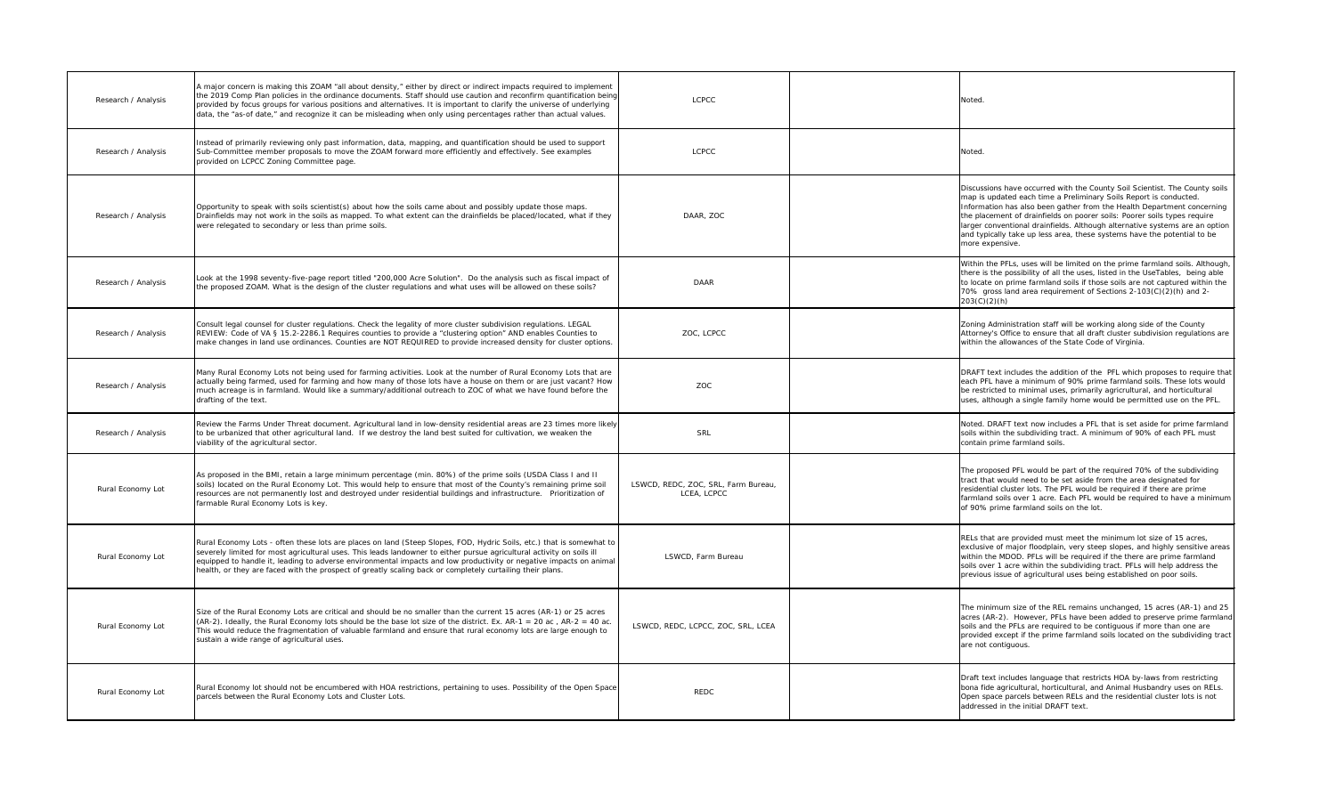| | | | | |
|---|---|---|---|---|
| Research / Analysis | A major concern is making this ZOAM "all about density," either by direct or indirect impacts required to implement the 2019 Comp Plan policies in the ordinance documents. Staff should use caution and reconfirm quantification being provided by focus groups for various positions and alternatives. It is important to clarify the universe of underlying data, the "as-of date," and recognize it can be misleading when only using percentages rather than actual values. | LCPCC | | Noted. |
| Research / Analysis | Instead of primarily reviewing only past information, data, mapping, and quantification should be used to support Sub-Committee member proposals to move the ZOAM forward more efficiently and effectively. See examples provided on LCPCC Zoning Committee page. | LCPCC | | Noted. |
| Research / Analysis | Opportunity to speak with soils scientist(s) about how the soils came about and possibly update those maps. Drainfields may not work in the soils as mapped. To what extent can the drainfields be placed/located, what if they were relegated to secondary or less than prime soils. | DAAR, ZOC | | Discussions have occurred with the County Soil Scientist. The County soils map is updated each time a Preliminary Soils Report is conducted. Information has also been gather from the Health Department concerning the placement of drainfields on poorer soils: Poorer soils types require larger conventional drainfields. Although alternative systems are an option and typically take up less area, these systems have the potential to be more expensive. |
| Research / Analysis | Look at the 1998 seventy-five-page report titled "200,000 Acre Solution". Do the analysis such as fiscal impact of the proposed ZOAM. What is the design of the cluster regulations and what uses will be allowed on these soils? | DAAR | | Within the PFLs, uses will be limited on the prime farmland soils. Although, there is the possibility of all the uses, listed in the UseTables, being able to locate on prime farmland soils if those soils are not captured within the 70% gross land area requirement of Sections 2-103(C)(2)(h) and 2-203(C)(2)(h) |
| Research / Analysis | Consult legal counsel for cluster regulations. Check the legality of more cluster subdivision regulations. LEGAL REVIEW: Code of VA § 15.2-2286.1 Requires counties to provide a "clustering option" AND enables Counties to make changes in land use ordinances. Counties are NOT REQUIRED to provide increased density for cluster options. | ZOC, LCPCC | | Zoning Administration staff will be working along side of the County Attorney's Office to ensure that all draft cluster subdivision regulations are within the allowances of the State Code of Virginia. |
| Research / Analysis | Many Rural Economy Lots not being used for farming activities. Look at the number of Rural Economy Lots that are actually being farmed, used for farming and how many of those lots have a house on them or are just vacant? How much acreage is in farmland. Would like a summary/additional outreach to ZOC of what we have found before the drafting of the text. | ZOC | | DRAFT text includes the addition of the PFL which proposes to require that each PFL have a minimum of 90% prime farmland soils. These lots would be restricted to minimal uses, primarily agricrultural, and horticultural uses, although a single family home would be permitted use on the PFL. |
| Research / Analysis | Review the Farms Under Threat document. Agricultural land in low-density residential areas are 23 times more likely to be urbanized that other agricultural land. If we destroy the land best suited for cultivation, we weaken the viability of the agricultural sector. | SRL | | Noted. DRAFT text now includes a PFL that is set aside for prime farmland soils within the subdividing tract. A minimum of 90% of each PFL must contain prime farmland soils. |
| Rural Economy Lot | As proposed in the BMI, retain a large minimum percentage (min. 80%) of the prime soils (USDA Class I and II soils) located on the Rural Economy Lot. This would help to ensure that most of the County's remaining prime soil resources are not permanently lost and destroyed under residential buildings and infrastructure. Prioritization of farmable Rural Economy Lots is key. | LSWCD, REDC, ZOC, SRL, Farm Bureau, LCEA, LCPCC | | The proposed PFL would be part of the required 70% of the subdividing tract that would need to be set aside from the area designated for residential cluster lots. The PFL would be required if there are prime farmland soils over 1 acre. Each PFL would be required to have a minimum of 90% prime farmland soils on the lot. |
| Rural Economy Lot | Rural Economy Lots - often these lots are places on land (Steep Slopes, FOD, Hydric Soils, etc.) that is somewhat to severely limited for most agricultural uses. This leads landowner to either pursue agricultural activity on soils ill equipped to handle it, leading to adverse environmental impacts and low productivity or negative impacts on animal health, or they are faced with the prospect of greatly scaling back or completely curtailing their plans. | LSWCD, Farm Bureau | | RELs that are provided must meet the minimum lot size of 15 acres, exclusive of major floodplain, very steep slopes, and highly sensitive areas within the MDOD. PFLs will be required if the there are prime farmland soils over 1 acre within the subdividing tract. PFLs will help address the previous issue of agricultural uses being established on poor soils. |
| Rural Economy Lot | Size of the Rural Economy Lots are critical and should be no smaller than the current 15 acres (AR-1) or 25 acres (AR-2). Ideally, the Rural Economy lots should be the base lot size of the district. Ex. AR-1 = 20 ac , AR-2 = 40 ac. This would reduce the fragmentation of valuable farmland and ensure that rural economy lots are large enough to sustain a wide range of agricultural uses. | LSWCD, REDC, LCPCC, ZOC, SRL, LCEA | | The minimum size of the REL remains unchanged, 15 acres (AR-1) and 25 acres (AR-2). However, PFLs have been added to preserve prime farmland soils and the PFLs are required to be contiguous if more than one are provided except if the prime farmland soils located on the subdividing tract are not contiguous. |
| Rural Economy Lot | Rural Economy lot should not be encumbered with HOA restrictions, pertaining to uses. Possibility of the Open Space parcels between the Rural Economy Lots and Cluster Lots. | REDC | | Draft text includes language that restricts HOA by-laws from restricting bona fide agricultural, horticultural, and Animal Husbandry uses on RELs. Open space parcels between RELs and the residential cluster lots is not addressed in the initial DRAFT text. |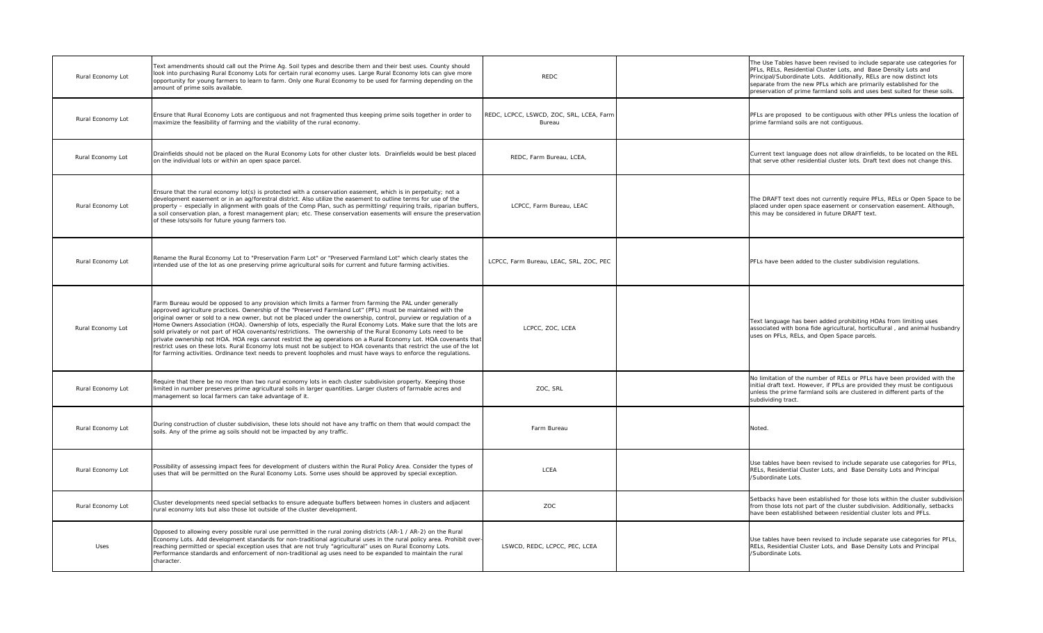| | | | | |
|---|---|---|---|---|
| Rural Economy Lot | Text amendments should call out the Prime Ag. Soil types and describe them and their best uses. County should look into purchasing Rural Economy Lots for certain rural economy uses. Large Rural Economy lots can give more opportunity for young farmers to learn to farm. Only one Rural Economy to be used for farming depending on the amount of prime soils available. | REDC | | The Use Tables hasve been revised to include separate use categories for PFLs, RELs, Residential Cluster Lots, and Base Density Lots and Principal/Subordinate Lots. Additionally, RELs are now distinct lots separate from the new PFLs which are primarily established for the preservation of prime farmland soils and uses best suited for these soils. |
| Rural Economy Lot | Ensure that Rural Economy Lots are contiguous and not fragmented thus keeping prime soils together in order to maximize the feasibility of farming and the viability of the rural economy. | REDC, LCPCC, LSWCD, ZOC, SRL, LCEA, Farm Bureau | | PFLs are proposed to be contiguous with other PFLs unless the location of prime farmland soils are not contiguous. |
| Rural Economy Lot | Drainfields should not be placed on the Rural Economy Lots for other cluster lots. Drainfields would be best placed on the individual lots or within an open space parcel. | REDC, Farm Bureau, LCEA, | | Current text language does not allow drainfields, to be located on the REL that serve other residential cluster lots. Draft text does not change this. |
| Rural Economy Lot | Ensure that the rural economy lot(s) is protected with a conservation easement, which is in perpetuity; not a development easement or in an ag/forestral district. Also utilize the easement to outline terms for use of the property – especially in alignment with goals of the Comp Plan, such as permitting/ requiring trails, riparian buffers, a soil conservation plan, a forest management plan; etc. These conservation easements will ensure the preservation of these lots/soils for future young farmers too. | LCPCC, Farm Bureau, LEAC | | The DRAFT text does not currently require PFLs, RELs or Open Space to be placed under open space easement or conservation easement. Although, this may be considered in future DRAFT text. |
| Rural Economy Lot | Rename the Rural Economy Lot to "Preservation Farm Lot" or "Preserved Farmland Lot" which clearly states the intended use of the lot as one preserving prime agricultural soils for current and future farming activities. | LCPCC, Farm Bureau, LEAC, SRL, ZOC, PEC | | PFLs have been added to the cluster subdivision regulations. |
| Rural Economy Lot | Farm Bureau would be opposed to any provision which limits a farmer from farming the PAL under generally approved agriculture practices. Ownership of the "Preserved Farmland Lot" (PFL) must be maintained with the original owner or sold to a new owner, but not be placed under the ownership, control, purview or regulation of a Home Owners Association (HOA). Ownership of lots, especially the Rural Economy Lots. Make sure that the lots are sold privately or not part of HOA covenants/restrictions. The ownership of the Rural Economy Lots need to be private ownership not HOA. HOA regs cannot restrict the ag operations on a Rural Economy Lot. HOA covenants that restrict uses on these lots. Rural Economy lots must not be subject to HOA covenants that restrict the use of the lot for farming activities. Ordinance text needs to prevent loopholes and must have ways to enforce the regulations. | LCPCC, ZOC, LCEA | | Text language has been added prohibiting HOAs from limiting uses associated with bona fide agricultural, horticultural , and animal husbandry uses on PFLs, RELs, and Open Space parcels. |
| Rural Economy Lot | Require that there be no more than two rural economy lots in each cluster subdivision property. Keeping those limited in number preserves prime agricultural soils in larger quantities. Larger clusters of farmable acres and management so local farmers can take advantage of it. | ZOC, SRL | | No limitation of the number of RELs or PFLs have been provided with the initial draft text. However, if PFLs are provided they must be contiguous unless the prime farmland soils are clustered in different parts of the subdividing tract. |
| Rural Economy Lot | During construction of cluster subdivision, these lots should not have any traffic on them that would compact the soils. Any of the prime ag soils should not be impacted by any traffic. | Farm Bureau | | Noted. |
| Rural Economy Lot | Possibility of assessing impact fees for development of clusters within the Rural Policy Area. Consider the types of uses that will be permitted on the Rural Economy Lots. Some uses should be approved by special exception. | LCEA | | Use tables have been revised to include separate use categories for PFLs, RELs, Residential Cluster Lots, and Base Density Lots and Principal /Subordinate Lots. |
| Rural Economy Lot | Cluster developments need special setbacks to ensure adequate buffers between homes in clusters and adjacent rural economy lots but also those lot outside of the cluster development. | ZOC | | Setbacks have been established for those lots within the cluster subdivision from those lots not part of the cluster subdivision. Additionally, setbacks have been established between residential cluster lots and PFLs. |
| Uses | Opposed to allowing every possible rural use permitted in the rural zoning districts (AR-1 / AR-2) on the Rural Economy Lots. Add development standards for non-traditional agricultural uses in the rural policy area. Prohibit over-reaching permitted or special exception uses that are not truly "agricultural" uses on Rural Economy Lots. Performance standards and enforcement of non-traditional ag uses need to be expanded to maintain the rural character. | LSWCD, REDC, LCPCC, PEC, LCEA | | Use tables have been revised to include separate use categories for PFLs, RELs, Residential Cluster Lots, and Base Density Lots and Principal /Subordinate Lots. |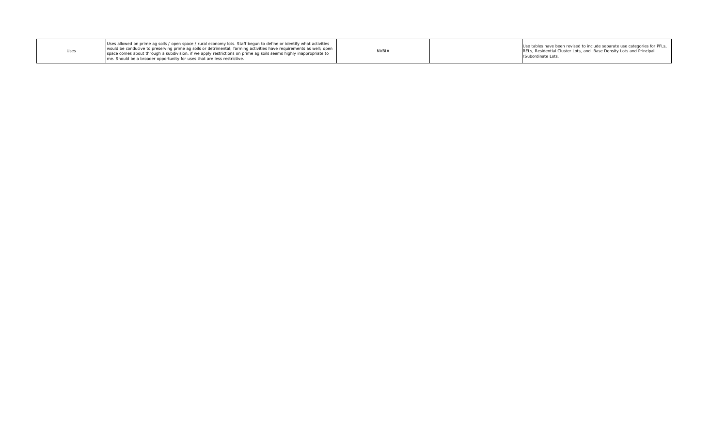| | | | | |
|---|---|---|---|---|
| Uses | Uses allowed on prime ag soils / open space / rural economy lots. Staff begun to define or identify what activities would be conducive to preserving prime ag soils or detrimental; farming activities have requirements as well; open space comes about through a subdivision. if we apply restrictions on prime ag soils seems highly inappropriate to me. Should be a broader opportunity for uses that are less restrictive. | NVBIA | | Use tables have been revised to include separate use categories for PFLs, RELs, Residential Cluster Lots, and Base Density Lots and Principal /Subordinate Lots. |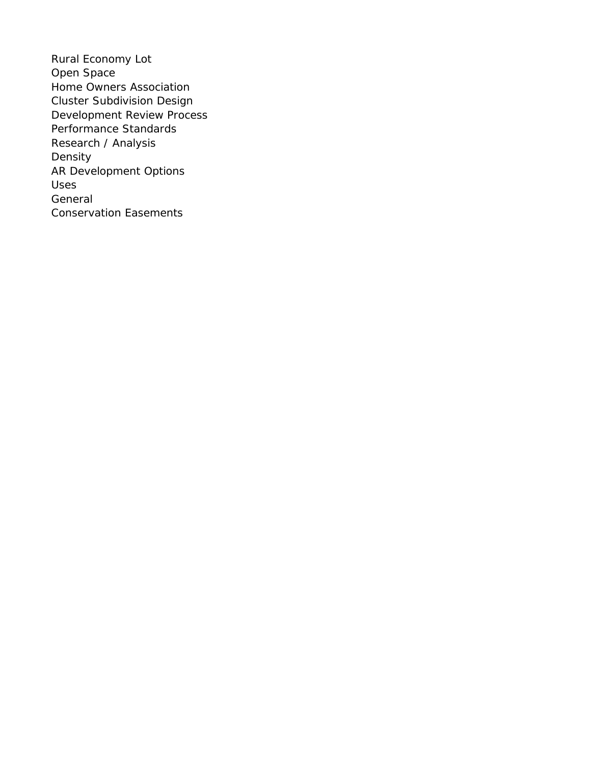Rural Economy Lot
Open Space
Home Owners Association
Cluster Subdivision Design
Development Review Process
Performance Standards
Research / Analysis
Density
AR Development Options
Uses
General
Conservation Easements